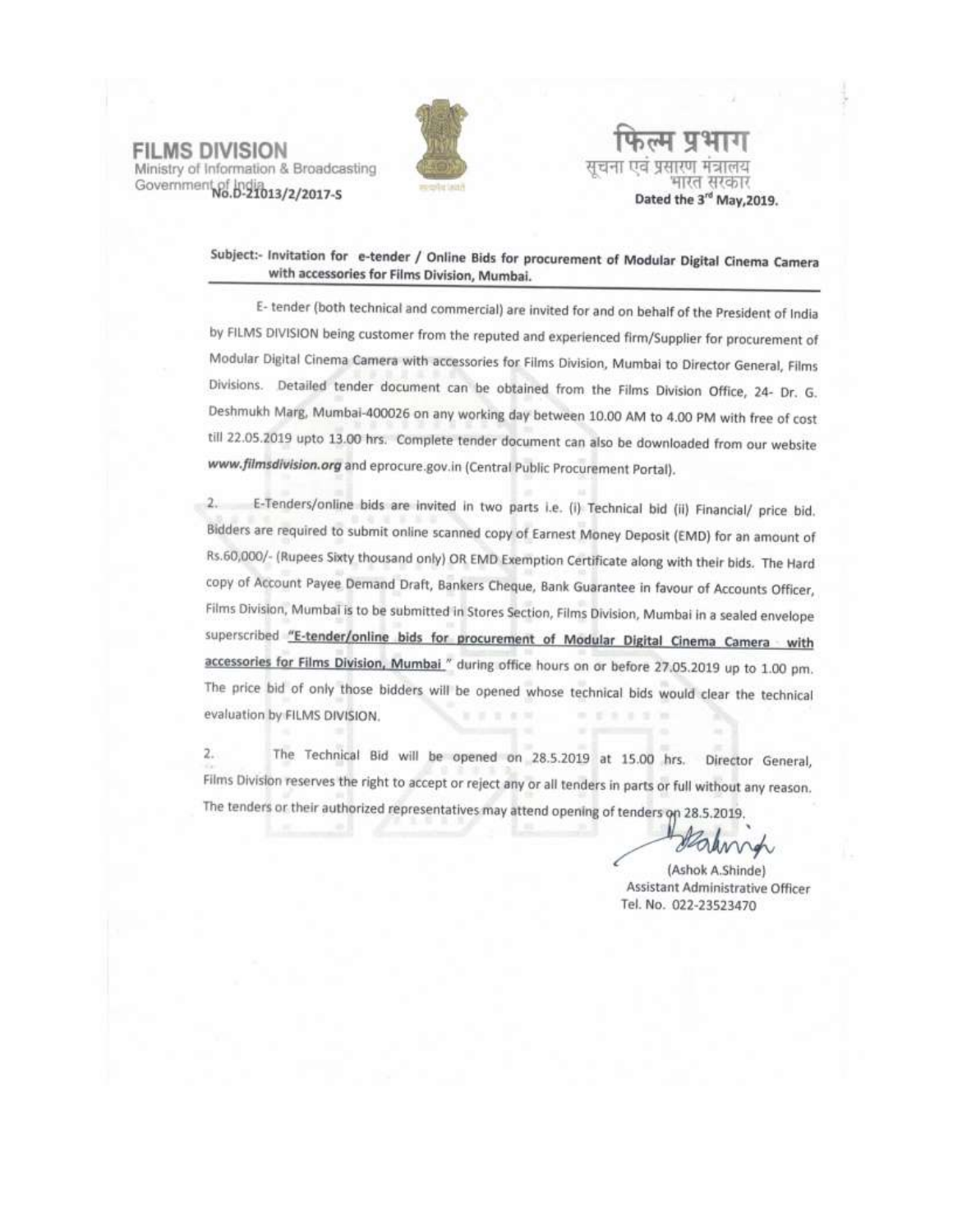**FILMS DIVISION**
Ministry of Information & Broadcasting
Government of India

फिल्म प्रभाग
सूचना एवं प्रसारण मंत्रालय
भारत सरकार

No.D-21013/2/2017-S

Dated the 3rd May,2019.

**Subject:- Invitation for e-tender / Online Bids for procurement of Modular Digital Cinema Camera with accessories for Films Division, Mumbai.**

E- tender (both technical and commercial) are invited for and on behalf of the President of India by FILMS DIVISION being customer from the reputed and experienced firm/Supplier for procurement of Modular Digital Cinema Camera with accessories for Films Division, Mumbai to Director General, Films Divisions. Detailed tender document can be obtained from the Films Division Office, 24- Dr. G. Deshmukh Marg, Mumbai-400026 on any working day between 10.00 AM to 4.00 PM with free of cost till 22.05.2019 upto 13.00 hrs. Complete tender document can also be downloaded from our website ***www.filmsdivision.org*** and eprocure.gov.in (Central Public Procurement Portal).

2. E-Tenders/online bids are invited in two parts i.e. (i) Technical bid (ii) Financial/ price bid. Bidders are required to submit online scanned copy of Earnest Money Deposit (EMD) for an amount of Rs.60,000/- (Rupees Sixty thousand only) OR EMD Exemption Certificate along with their bids. The Hard copy of Account Payee Demand Draft, Bankers Cheque, Bank Guarantee in favour of Accounts Officer, Films Division, Mumbai is to be submitted in Stores Section, Films Division, Mumbai in a sealed envelope superscribed **"E-tender/online bids for procurement of Modular Digital Cinema Camera with accessories for Films Division, Mumbai "** during office hours on or before 27.05.2019 up to 1.00 pm. The price bid of only those bidders will be opened whose technical bids would clear the technical evaluation by FILMS DIVISION.

2. The Technical Bid will be opened on 28.5.2019 at 15.00 hrs. Director General, Films Division reserves the right to accept or reject any or all tenders in parts or full without any reason. The tenders or their authorized representatives may attend opening of tenders on 28.5.2019.

(Ashok A.Shinde)
Assistant Administrative Officer
Tel. No. 022-23523470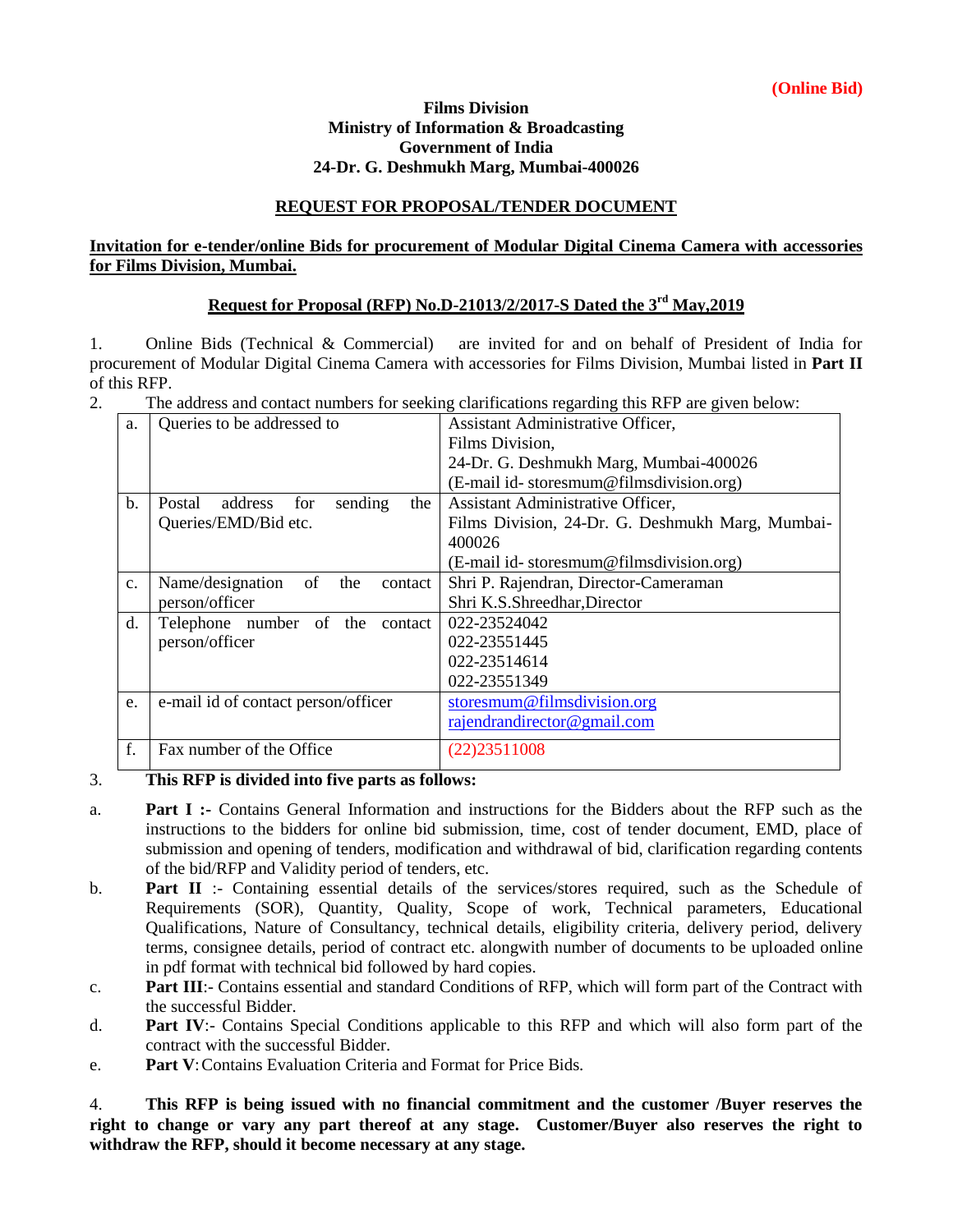**(Online Bid)**

**Films Division**
**Ministry of Information & Broadcasting**
**Government of India**
**24-Dr. G. Deshmukh Marg, Mumbai-400026**

## REQUEST FOR PROPOSAL/TENDER DOCUMENT

**Invitation for e-tender/online Bids for procurement of Modular Digital Cinema Camera with accessories for Films Division, Mumbai.**

**Request for Proposal (RFP) No.D-21013/2/2017-S Dated the 3rd May,2019**

1. Online Bids (Technical & Commercial) are invited for and on behalf of President of India for procurement of Modular Digital Cinema Camera with accessories for Films Division, Mumbai listed in **Part II** of this RFP.

2. The address and contact numbers for seeking clarifications regarding this RFP are given below:

| | | |
|---|---|---|
| a. | Queries to be addressed to | Assistant Administrative Officer,<br>Films Division,<br>24-Dr. G. Deshmukh Marg, Mumbai-400026<br>(E-mail id- storesmum@filmsdivision.org) |
| b. | Postal address for sending the Queries/EMD/Bid etc. | Assistant Administrative Officer,<br>Films Division, 24-Dr. G. Deshmukh Marg, Mumbai-400026<br>(E-mail id- storesmum@filmsdivision.org) |
| c. | Name/designation of the contact person/officer | Shri P. Rajendran, Director-Cameraman<br>Shri K.S.Shreedhar,Director |
| d. | Telephone number of the contact person/officer | 022-23524042<br>022-23551445<br>022-23514614<br>022-23551349 |
| e. | e-mail id of contact person/officer | storesmum@filmsdivision.org<br>rajendrandirector@gmail.com |
| f. | Fax number of the Office | (22)23511008 |

3. **This RFP is divided into five parts as follows:**

a. **Part I :-** Contains General Information and instructions for the Bidders about the RFP such as the instructions to the bidders for online bid submission, time, cost of tender document, EMD, place of submission and opening of tenders, modification and withdrawal of bid, clarification regarding contents of the bid/RFP and Validity period of tenders, etc.

b. **Part II** :- Containing essential details of the services/stores required, such as the Schedule of Requirements (SOR), Quantity, Quality, Scope of work, Technical parameters, Educational Qualifications, Nature of Consultancy, technical details, eligibility criteria, delivery period, delivery terms, consignee details, period of contract etc. alongwith number of documents to be uploaded online in pdf format with technical bid followed by hard copies.

c. **Part III**:- Contains essential and standard Conditions of RFP, which will form part of the Contract with the successful Bidder.

d. **Part IV**:- Contains Special Conditions applicable to this RFP and which will also form part of the contract with the successful Bidder.

e. **Part V**: Contains Evaluation Criteria and Format for Price Bids.

4. **This RFP is being issued with no financial commitment and the customer /Buyer reserves the right to change or vary any part thereof at any stage. Customer/Buyer also reserves the right to withdraw the RFP, should it become necessary at any stage.**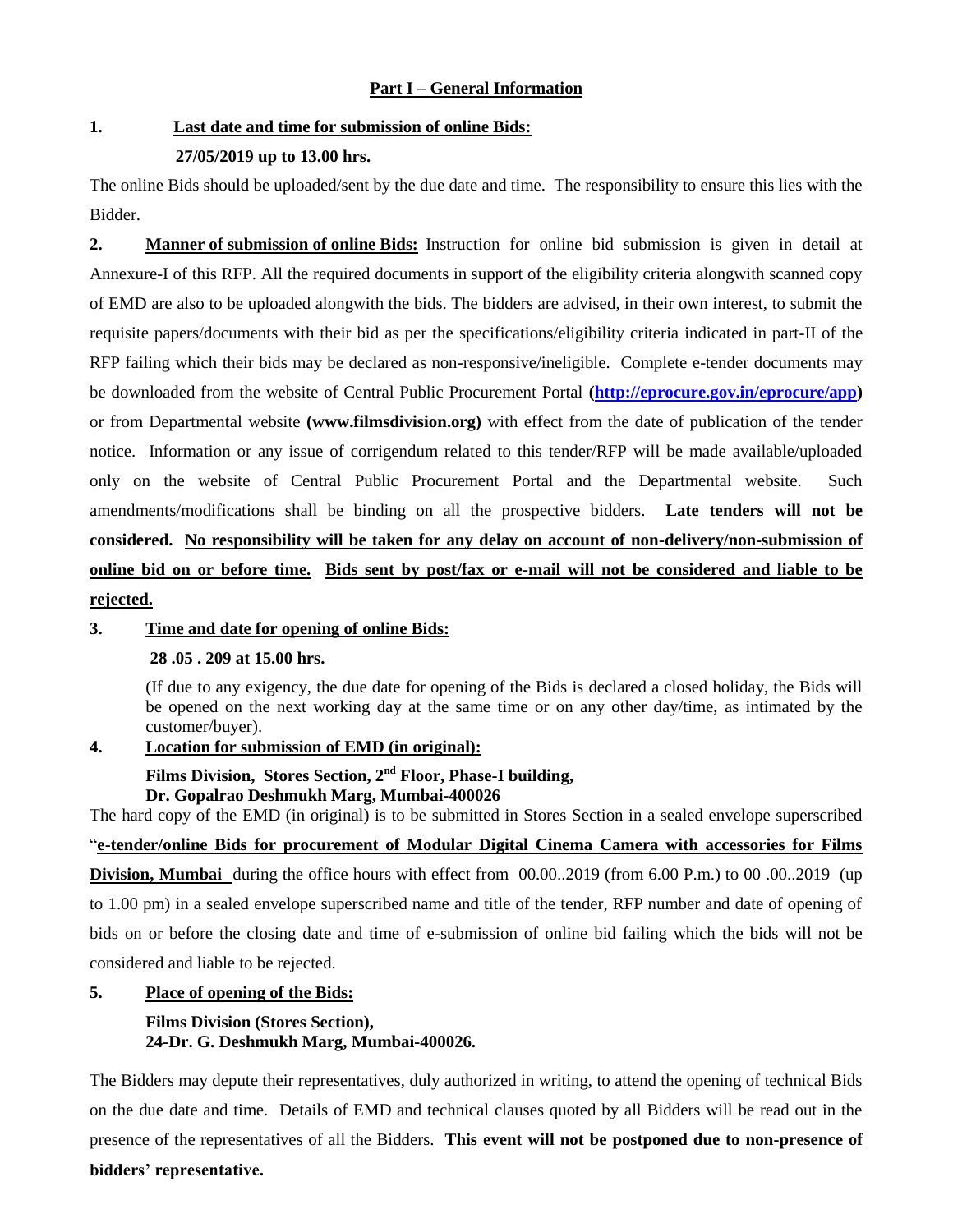## Part I – General Information

**1. Last date and time for submission of online Bids:**

**27/05/2019 up to 13.00 hrs.**

The online Bids should be uploaded/sent by the due date and time. The responsibility to ensure this lies with the Bidder.

**2. Manner of submission of online Bids:** Instruction for online bid submission is given in detail at Annexure-I of this RFP. All the required documents in support of the eligibility criteria alongwith scanned copy of EMD are also to be uploaded alongwith the bids. The bidders are advised, in their own interest, to submit the requisite papers/documents with their bid as per the specifications/eligibility criteria indicated in part-II of the RFP failing which their bids may be declared as non-responsive/ineligible. Complete e-tender documents may be downloaded from the website of Central Public Procurement Portal **(http://eprocure.gov.in/eprocure/app)** or from Departmental website **(www.filmsdivision.org)** with effect from the date of publication of the tender notice. Information or any issue of corrigendum related to this tender/RFP will be made available/uploaded only on the website of Central Public Procurement Portal and the Departmental website. Such amendments/modifications shall be binding on all the prospective bidders. **Late tenders will not be considered. No responsibility will be taken for any delay on account of non-delivery/non-submission of online bid on or before time. Bids sent by post/fax or e-mail will not be considered and liable to be rejected.**

**3. Time and date for opening of online Bids:**

**28 .05 . 209 at 15.00 hrs.**

(If due to any exigency, the due date for opening of the Bids is declared a closed holiday, the Bids will be opened on the next working day at the same time or on any other day/time, as intimated by the customer/buyer).

**4. Location for submission of EMD (in original):**

**Films Division, Stores Section, 2nd Floor, Phase-I building,**
**Dr. Gopalrao Deshmukh Marg, Mumbai-400026**

The hard copy of the EMD (in original) is to be submitted in Stores Section in a sealed envelope superscribed "**e-tender/online Bids for procurement of Modular Digital Cinema Camera with accessories for Films Division, Mumbai** during the office hours with effect from 00.00..2019 (from 6.00 P.m.) to 00 .00..2019 (up to 1.00 pm) in a sealed envelope superscribed name and title of the tender, RFP number and date of opening of bids on or before the closing date and time of e-submission of online bid failing which the bids will not be considered and liable to be rejected.

**5. Place of opening of the Bids:**

**Films Division (Stores Section),**
**24-Dr. G. Deshmukh Marg, Mumbai-400026.**

The Bidders may depute their representatives, duly authorized in writing, to attend the opening of technical Bids on the due date and time. Details of EMD and technical clauses quoted by all Bidders will be read out in the presence of the representatives of all the Bidders. **This event will not be postponed due to non-presence of bidders' representative.**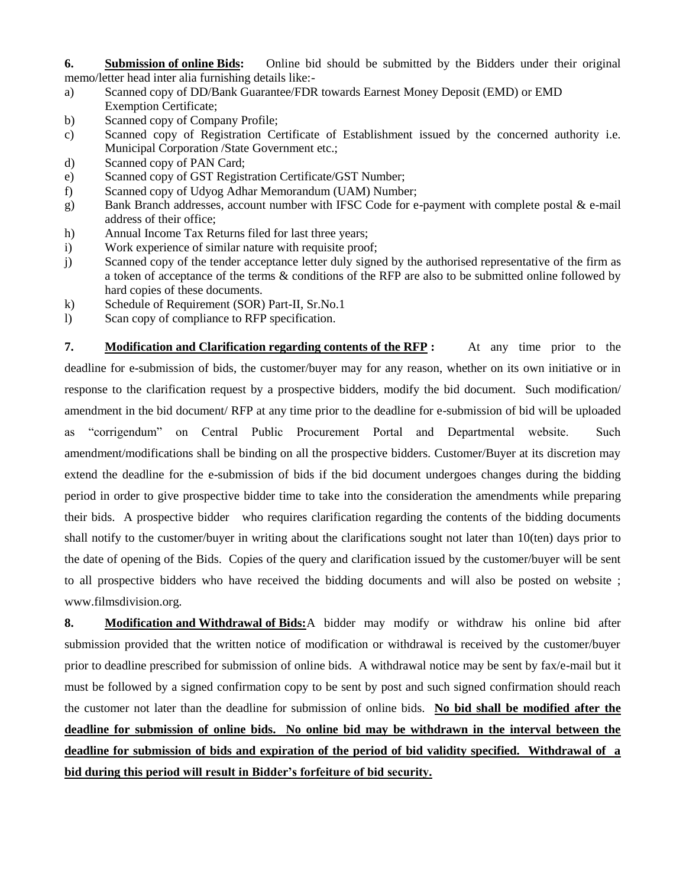**6. Submission of online Bids:** Online bid should be submitted by the Bidders under their original memo/letter head inter alia furnishing details like:-

a) Scanned copy of DD/Bank Guarantee/FDR towards Earnest Money Deposit (EMD) or EMD Exemption Certificate;
b) Scanned copy of Company Profile;
c) Scanned copy of Registration Certificate of Establishment issued by the concerned authority i.e. Municipal Corporation /State Government etc.;
d) Scanned copy of PAN Card;
e) Scanned copy of GST Registration Certificate/GST Number;
f) Scanned copy of Udyog Adhar Memorandum (UAM) Number;
g) Bank Branch addresses, account number with IFSC Code for e-payment with complete postal & e-mail address of their office;
h) Annual Income Tax Returns filed for last three years;
i) Work experience of similar nature with requisite proof;
j) Scanned copy of the tender acceptance letter duly signed by the authorised representative of the firm as a token of acceptance of the terms & conditions of the RFP are also to be submitted online followed by hard copies of these documents.
k) Schedule of Requirement (SOR) Part-II, Sr.No.1
l) Scan copy of compliance to RFP specification.

**7. Modification and Clarification regarding contents of the RFP :** At any time prior to the deadline for e-submission of bids, the customer/buyer may for any reason, whether on its own initiative or in response to the clarification request by a prospective bidders, modify the bid document. Such modification/ amendment in the bid document/ RFP at any time prior to the deadline for e-submission of bid will be uploaded as "corrigendum" on Central Public Procurement Portal and Departmental website. Such amendment/modifications shall be binding on all the prospective bidders. Customer/Buyer at its discretion may extend the deadline for the e-submission of bids if the bid document undergoes changes during the bidding period in order to give prospective bidder time to take into the consideration the amendments while preparing their bids. A prospective bidder who requires clarification regarding the contents of the bidding documents shall notify to the customer/buyer in writing about the clarifications sought not later than 10(ten) days prior to the date of opening of the Bids. Copies of the query and clarification issued by the customer/buyer will be sent to all prospective bidders who have received the bidding documents and will also be posted on website ; www.filmsdivision.org.

**8. Modification and Withdrawal of Bids:** A bidder may modify or withdraw his online bid after submission provided that the written notice of modification or withdrawal is received by the customer/buyer prior to deadline prescribed for submission of online bids. A withdrawal notice may be sent by fax/e-mail but it must be followed by a signed confirmation copy to be sent by post and such signed confirmation should reach the customer not later than the deadline for submission of online bids. **No bid shall be modified after the deadline for submission of online bids. No online bid may be withdrawn in the interval between the deadline for submission of bids and expiration of the period of bid validity specified. Withdrawal of a bid during this period will result in Bidder's forfeiture of bid security.**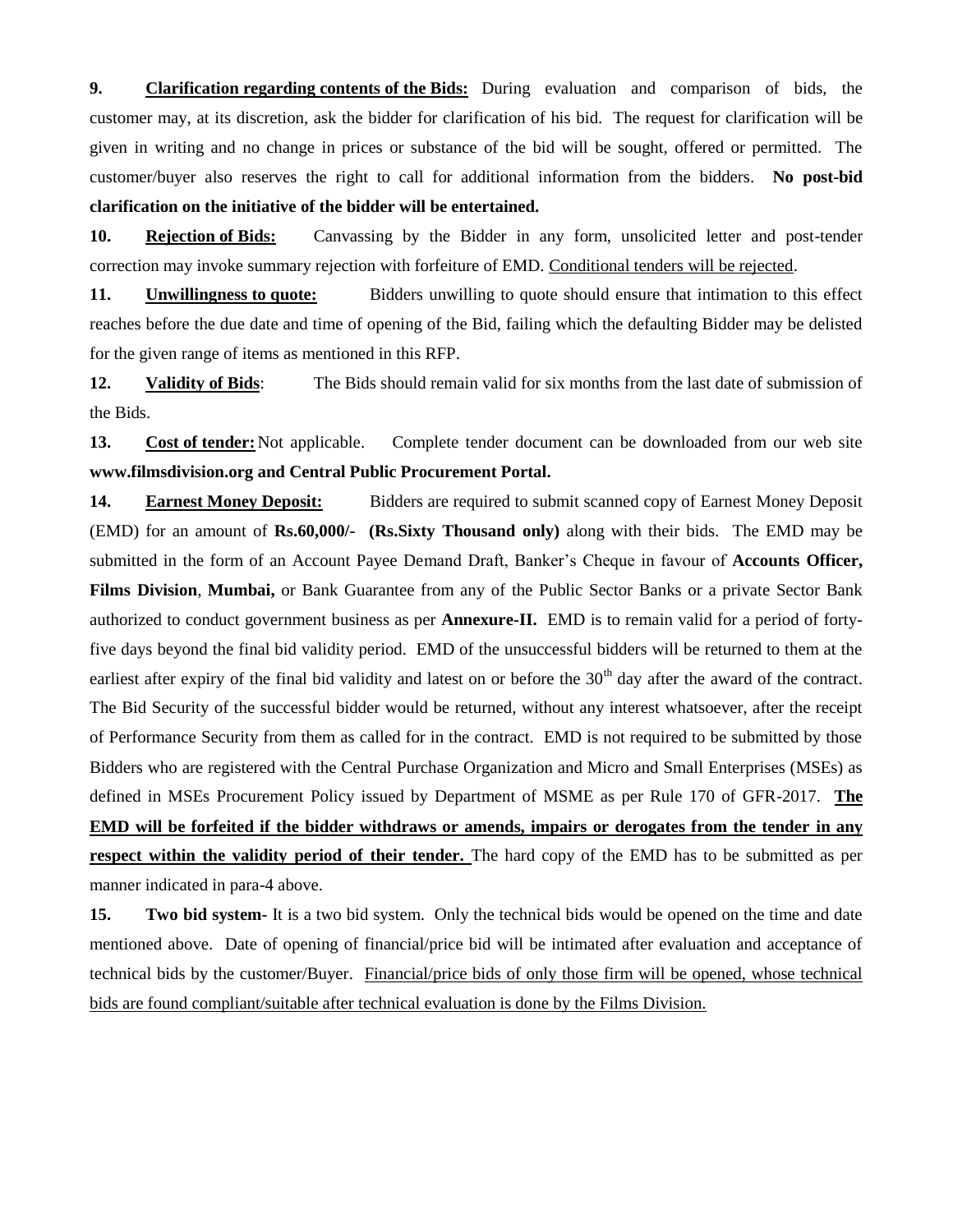**9. Clarification regarding contents of the Bids:** During evaluation and comparison of bids, the customer may, at its discretion, ask the bidder for clarification of his bid. The request for clarification will be given in writing and no change in prices or substance of the bid will be sought, offered or permitted. The customer/buyer also reserves the right to call for additional information from the bidders. **No post-bid clarification on the initiative of the bidder will be entertained.**

**10. Rejection of Bids:** Canvassing by the Bidder in any form, unsolicited letter and post-tender correction may invoke summary rejection with forfeiture of EMD. Conditional tenders will be rejected.

**11. Unwillingness to quote:** Bidders unwilling to quote should ensure that intimation to this effect reaches before the due date and time of opening of the Bid, failing which the defaulting Bidder may be delisted for the given range of items as mentioned in this RFP.

**12. Validity of Bids**: The Bids should remain valid for six months from the last date of submission of the Bids.

**13. Cost of tender:** Not applicable. Complete tender document can be downloaded from our web site **www.filmsdivision.org and Central Public Procurement Portal.**

**14. Earnest Money Deposit:** Bidders are required to submit scanned copy of Earnest Money Deposit (EMD) for an amount of **Rs.60,000/- (Rs.Sixty Thousand only)** along with their bids. The EMD may be submitted in the form of an Account Payee Demand Draft, Banker's Cheque in favour of **Accounts Officer, Films Division**, **Mumbai,** or Bank Guarantee from any of the Public Sector Banks or a private Sector Bank authorized to conduct government business as per **Annexure-II.** EMD is to remain valid for a period of forty-five days beyond the final bid validity period. EMD of the unsuccessful bidders will be returned to them at the earliest after expiry of the final bid validity and latest on or before the 30th day after the award of the contract. The Bid Security of the successful bidder would be returned, without any interest whatsoever, after the receipt of Performance Security from them as called for in the contract. EMD is not required to be submitted by those Bidders who are registered with the Central Purchase Organization and Micro and Small Enterprises (MSEs) as defined in MSEs Procurement Policy issued by Department of MSME as per Rule 170 of GFR-2017. **The EMD will be forfeited if the bidder withdraws or amends, impairs or derogates from the tender in any respect within the validity period of their tender.** The hard copy of the EMD has to be submitted as per manner indicated in para-4 above.

**15. Two bid system-** It is a two bid system. Only the technical bids would be opened on the time and date mentioned above. Date of opening of financial/price bid will be intimated after evaluation and acceptance of technical bids by the customer/Buyer. Financial/price bids of only those firm will be opened, whose technical bids are found compliant/suitable after technical evaluation is done by the Films Division.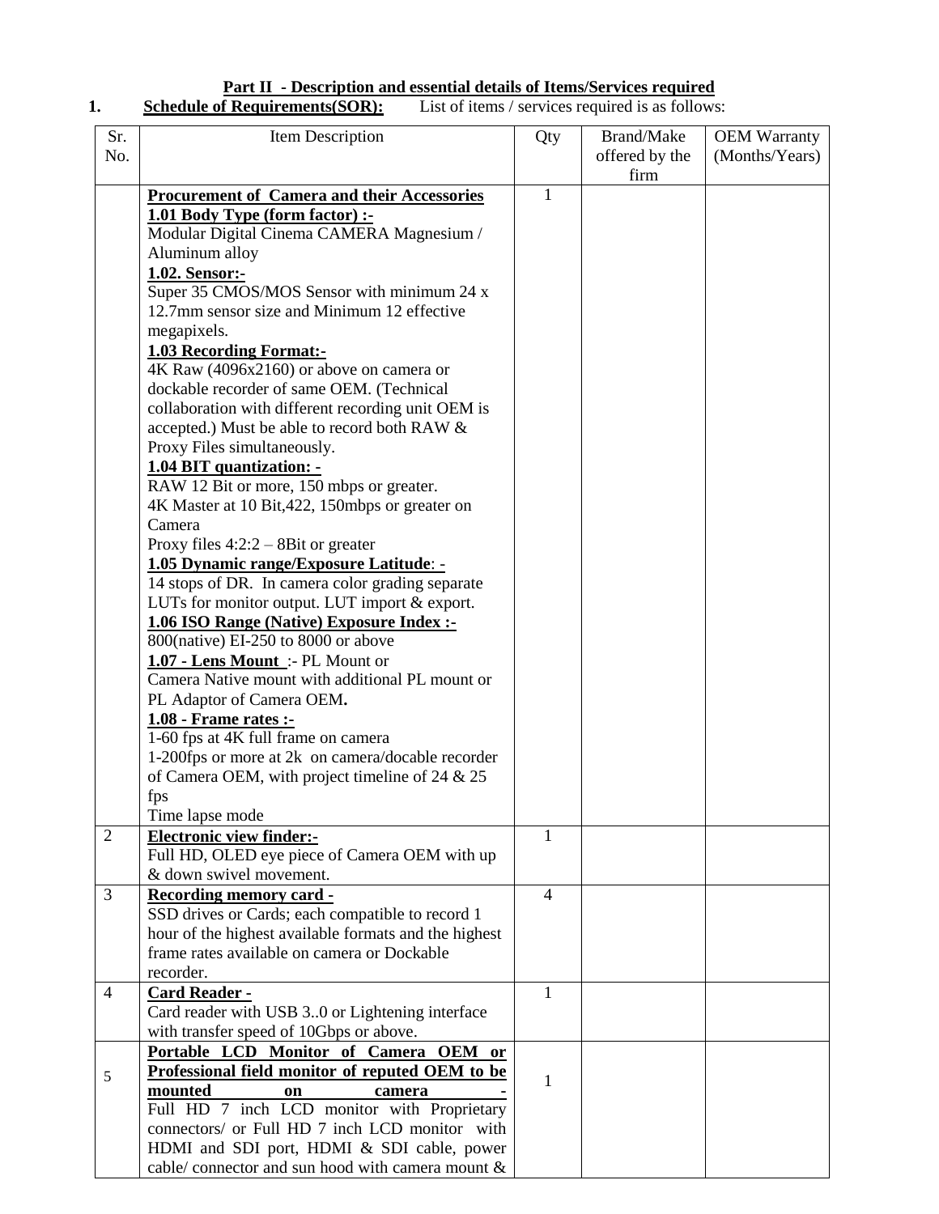**Part II - Description and essential details of Items/Services required**

**1. Schedule of Requirements(SOR):** List of items / services required is as follows:

| Sr. No. | Item Description | Qty | Brand/Make offered by the firm | OEM Warranty (Months/Years) |
|---|---|---|---|---|
| | **Procurement of Camera and their Accessories**<br>**1.01 Body Type (form factor) :-**<br>Modular Digital Cinema CAMERA Magnesium / Aluminum alloy<br>**1.02. Sensor:-**<br>Super 35 CMOS/MOS Sensor with minimum 24 x 12.7mm sensor size and Minimum 12 effective megapixels.<br>**1.03 Recording Format:-**<br>4K Raw (4096x2160) or above on camera or dockable recorder of same OEM. (Technical collaboration with different recording unit OEM is accepted.) Must be able to record both RAW & Proxy Files simultaneously.<br>**1.04 BIT quantization: -**<br>RAW 12 Bit or more, 150 mbps or greater.<br>4K Master at 10 Bit,422, 150mbps or greater on Camera<br>Proxy files 4:2:2 – 8Bit or greater<br>**1.05 Dynamic range/Exposure Latitude**: -<br>14 stops of DR. In camera color grading separate LUTs for monitor output. LUT import & export.<br>**1.06 ISO Range (Native) Exposure Index :-**<br>800(native) EI-250 to 8000 or above<br>**1.07 - Lens Mount** :- PL Mount or Camera Native mount with additional PL mount or PL Adaptor of Camera OEM**.**<br>**1.08 - Frame rates :-**<br>1-60 fps at 4K full frame on camera<br>1-200fps or more at 2k on camera/docable recorder of Camera OEM, with project timeline of 24 & 25 fps<br>Time lapse mode | 1 | | |
| 2 | **Electronic view finder:-**<br>Full HD, OLED eye piece of Camera OEM with up & down swivel movement. | 1 | | |
| 3 | **Recording memory card -**<br>SSD drives or Cards; each compatible to record 1 hour of the highest available formats and the highest frame rates available on camera or Dockable recorder. | 4 | | |
| 4 | **Card Reader -**<br>Card reader with USB 3..0 or Lightening interface with transfer speed of 10Gbps or above. | 1 | | |
| 5 | **Portable LCD Monitor of Camera OEM or Professional field monitor of reputed OEM to be mounted on camera -**<br>Full HD 7 inch LCD monitor with Proprietary connectors/ or Full HD 7 inch LCD monitor with HDMI and SDI port, HDMI & SDI cable, power cable/ connector and sun hood with camera mount & | 1 | | |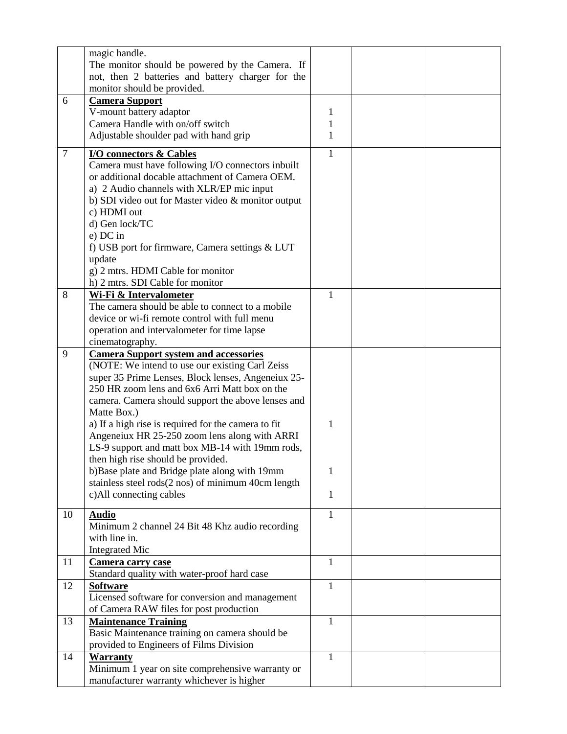| | | | | |
|---|---|---|---|---|
| | magic handle.<br>The monitor should be powered by the Camera. If not, then 2 batteries and battery charger for the monitor should be provided. | | | |
| 6 | **Camera Support**<br>V-mount battery adaptor<br>Camera Handle with on/off switch<br>Adjustable shoulder pad with hand grip | <br>1<br>1<br>1 | | |
| 7 | **I/O connectors & Cables**<br>Camera must have following I/O connectors inbuilt or additional docable attachment of Camera OEM.<br>a) 2 Audio channels with XLR/EP mic input<br>b) SDI video out for Master video & monitor output<br>c) HDMI out<br>d) Gen lock/TC<br>e) DC in<br>f) USB port for firmware, Camera settings & LUT update<br>g) 2 mtrs. HDMI Cable for monitor<br>h) 2 mtrs. SDI Cable for monitor | 1 | | |
| 8 | **Wi-Fi & Intervalometer**<br>The camera should be able to connect to a mobile device or wi-fi remote control with full menu operation and intervalometer for time lapse cinematography. | 1 | | |
| 9 | **Camera Support system and accessories**<br>(NOTE: We intend to use our existing Carl Zeiss super 35 Prime Lenses, Block lenses, Angeneiux 25-250 HR zoom lens and 6x6 Arri Matt box on the camera. Camera should support the above lenses and Matte Box.)<br>a) If a high rise is required for the camera to fit Angeneiux HR 25-250 zoom lens along with ARRI LS-9 support and matt box MB-14 with 19mm rods, then high rise should be provided.<br>b)Base plate and Bridge plate along with 19mm stainless steel rods(2 nos) of minimum 40cm length<br>c)All connecting cables | <br><br><br><br><br>1<br><br><br><br>1<br><br>1 | | |
| 10 | **Audio**<br>Minimum 2 channel 24 Bit 48 Khz audio recording with line in.<br>Integrated Mic | 1 | | |
| 11 | **Camera carry case**<br>Standard quality with water-proof hard case | 1 | | |
| 12 | **Software**<br>Licensed software for conversion and management of Camera RAW files for post production | 1 | | |
| 13 | **Maintenance Training**<br>Basic Maintenance training on camera should be provided to Engineers of Films Division | 1 | | |
| 14 | **Warranty**<br>Minimum 1 year on site comprehensive warranty or manufacturer warranty whichever is higher | 1 | | |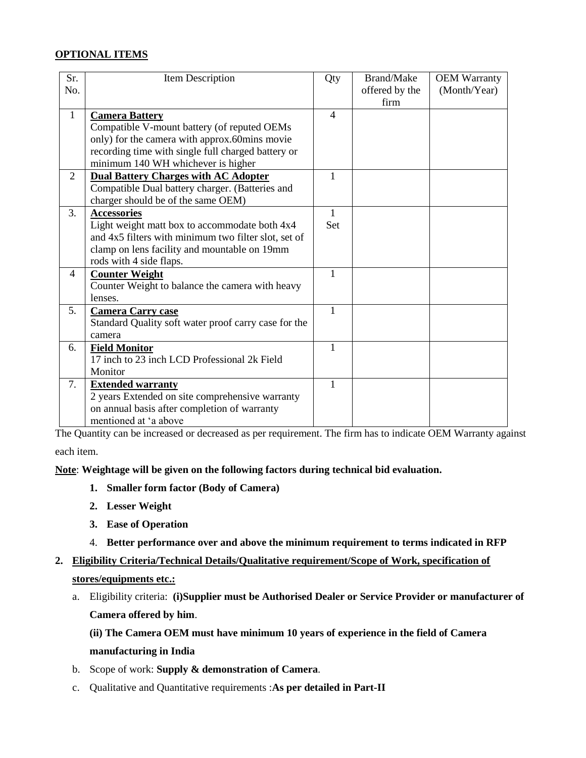**OPTIONAL ITEMS**

| Sr. No. | Item Description | Qty | Brand/Make offered by the firm | OEM Warranty (Month/Year) |
|---|---|---|---|---|
| 1 | **Camera Battery** Compatible V-mount battery (of reputed OEMs only) for the camera with approx.60mins movie recording time with single full charged battery or minimum 140 WH whichever is higher | 4 | | |
| 2 | **Dual Battery Charges with AC Adopter** Compatible Dual battery charger. (Batteries and charger should be of the same OEM) | 1 | | |
| 3. | **Accessories** Light weight matt box to accommodate both 4x4 and 4x5 filters with minimum two filter slot, set of clamp on lens facility and mountable on 19mm rods with 4 side flaps. | 1 Set | | |
| 4 | **Counter Weight** Counter Weight to balance the camera with heavy lenses. | 1 | | |
| 5. | **Camera Carry case** Standard Quality soft water proof carry case for the camera | 1 | | |
| 6. | **Field Monitor** 17 inch to 23 inch LCD Professional 2k Field Monitor | 1 | | |
| 7. | **Extended warranty** 2 years Extended on site comprehensive warranty on annual basis after completion of warranty mentioned at 'a above | 1 | | |

The Quantity can be increased or decreased as per requirement. The firm has to indicate OEM Warranty against each item.

**Note**: **Weightage will be given on the following factors during technical bid evaluation.**

1. **Smaller form factor (Body of Camera)**
2. **Lesser Weight**
3. **Ease of Operation**
4. **Better performance over and above the minimum requirement to terms indicated in RFP**

**2. Eligibility Criteria/Technical Details/Qualitative requirement/Scope of Work, specification of stores/equipments etc.:**

a. Eligibility criteria: **(i)Supplier must be Authorised Dealer or Service Provider or manufacturer of Camera offered by him**.

**(ii) The Camera OEM must have minimum 10 years of experience in the field of Camera manufacturing in India**

b. Scope of work: **Supply & demonstration of Camera**.

c. Qualitative and Quantitative requirements :**As per detailed in Part-II**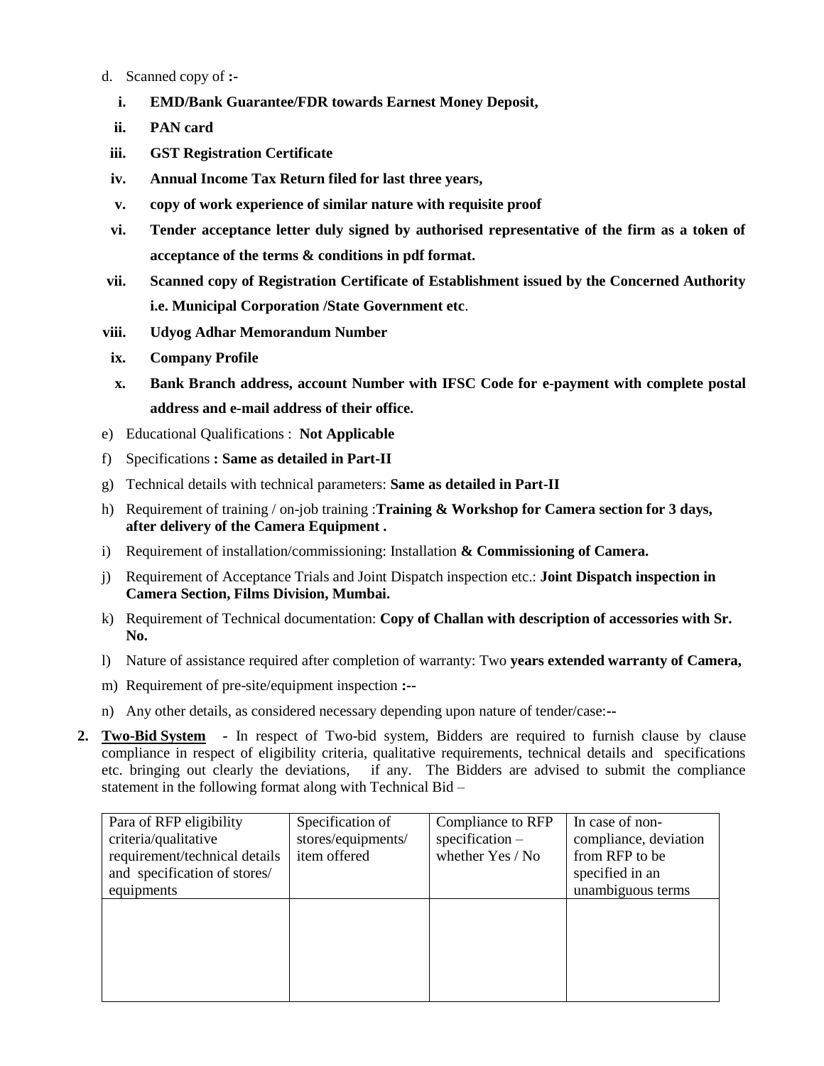d. Scanned copy of **:-**

   i. **EMD/Bank Guarantee/FDR towards Earnest Money Deposit,**

   ii. **PAN card**

   iii. **GST Registration Certificate**

   iv. **Annual Income Tax Return filed for last three years,**

   v. **copy of work experience of similar nature with requisite proof**

   vi. **Tender acceptance letter duly signed by authorised representative of the firm as a token of acceptance of the terms & conditions in pdf format.**

   vii. **Scanned copy of Registration Certificate of Establishment issued by the Concerned Authority i.e. Municipal Corporation /State Government etc**.

   viii. **Udyog Adhar Memorandum Number**

   ix. **Company Profile**

   x. **Bank Branch address, account Number with IFSC Code for e-payment with complete postal address and e-mail address of their office.**

e) Educational Qualifications : **Not Applicable**

f) Specifications **: Same as detailed in Part-II**

g) Technical details with technical parameters: **Same as detailed in Part-II**

h) Requirement of training / on-job training :**Training & Workshop for Camera section for 3 days, after delivery of the Camera Equipment .**

i) Requirement of installation/commissioning: Installation **& Commissioning of Camera.**

j) Requirement of Acceptance Trials and Joint Dispatch inspection etc.: **Joint Dispatch inspection in Camera Section, Films Division, Mumbai.**

k) Requirement of Technical documentation: **Copy of Challan with description of accessories with Sr. No.**

l) Nature of assistance required after completion of warranty: Two **years extended warranty of Camera,**

m) Requirement of pre-site/equipment inspection **:--**

n) Any other details, as considered necessary depending upon nature of tender/case:--

**2. Two-Bid System -** In respect of Two-bid system, Bidders are required to furnish clause by clause compliance in respect of eligibility criteria, qualitative requirements, technical details and specifications etc. bringing out clearly the deviations, if any. The Bidders are advised to submit the compliance statement in the following format along with Technical Bid –

| Para of RFP eligibility criteria/qualitative requirement/technical details and specification of stores/ equipments | Specification of stores/equipments/ item offered | Compliance to RFP specification – whether Yes / No | In case of non-compliance, deviation from RFP to be specified in an unambiguous terms |
|---|---|---|---|
| | | | |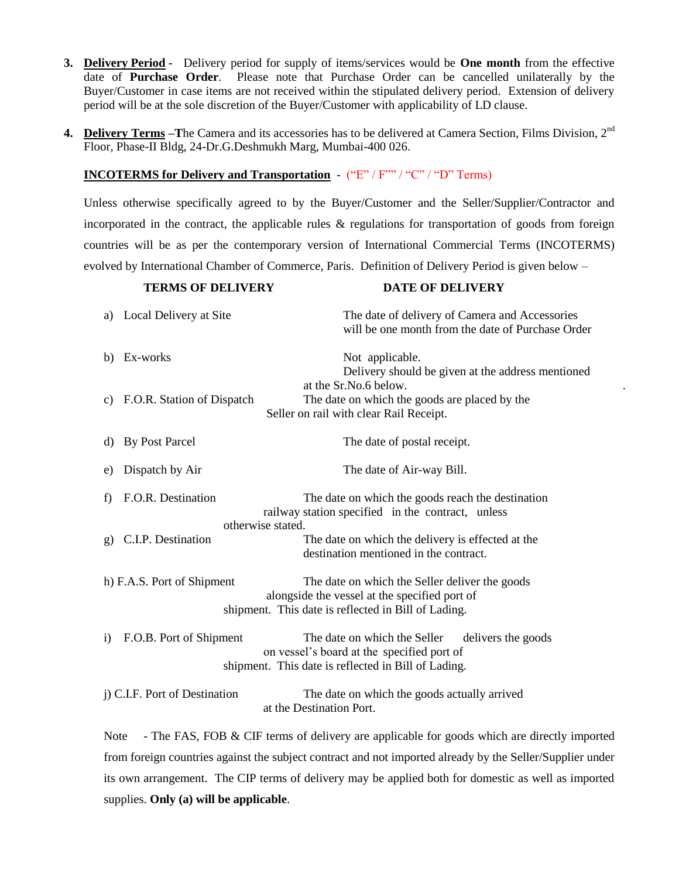3. **Delivery Period** - Delivery period for supply of items/services would be **One month** from the effective date of **Purchase Order**. Please note that Purchase Order can be cancelled unilaterally by the Buyer/Customer in case items are not received within the stipulated delivery period. Extension of delivery period will be at the sole discretion of the Buyer/Customer with applicability of LD clause.

4. **Delivery Terms** –The Camera and its accessories has to be delivered at Camera Section, Films Division, 2nd Floor, Phase-II Bldg, 24-Dr.G.Deshmukh Marg, Mumbai-400 026.

**INCOTERMS for Delivery and Transportation** - ("E" / F"" / "C" / "D" Terms)

Unless otherwise specifically agreed to by the Buyer/Customer and the Seller/Supplier/Contractor and incorporated in the contract, the applicable rules & regulations for transportation of goods from foreign countries will be as per the contemporary version of International Commercial Terms (INCOTERMS) evolved by International Chamber of Commerce, Paris. Definition of Delivery Period is given below –

| TERMS OF DELIVERY | DATE OF DELIVERY |
|---|---|
| a) Local Delivery at Site | The date of delivery of Camera and Accessories will be one month from the date of Purchase Order |
| b) Ex-works | Not applicable. Delivery should be given at the address mentioned at the Sr.No.6 below. |
| c) F.O.R. Station of Dispatch | The date on which the goods are placed by the Seller on rail with clear Rail Receipt. |
| d) By Post Parcel | The date of postal receipt. |
| e) Dispatch by Air | The date of Air-way Bill. |
| f) F.O.R. Destination | The date on which the goods reach the destination railway station specified in the contract, unless otherwise stated. |
| g) C.I.P. Destination | The date on which the delivery is effected at the destination mentioned in the contract. |
| h) F.A.S. Port of Shipment | The date on which the Seller deliver the goods alongside the vessel at the specified port of shipment. This date is reflected in Bill of Lading. |
| i) F.O.B. Port of Shipment | The date on which the Seller delivers the goods on vessel's board at the specified port of shipment. This date is reflected in Bill of Lading. |
| j) C.I.F. Port of Destination | The date on which the goods actually arrived at the Destination Port. |

Note - The FAS, FOB & CIF terms of delivery are applicable for goods which are directly imported from foreign countries against the subject contract and not imported already by the Seller/Supplier under its own arrangement. The CIP terms of delivery may be applied both for domestic as well as imported supplies. **Only (a) will be applicable**.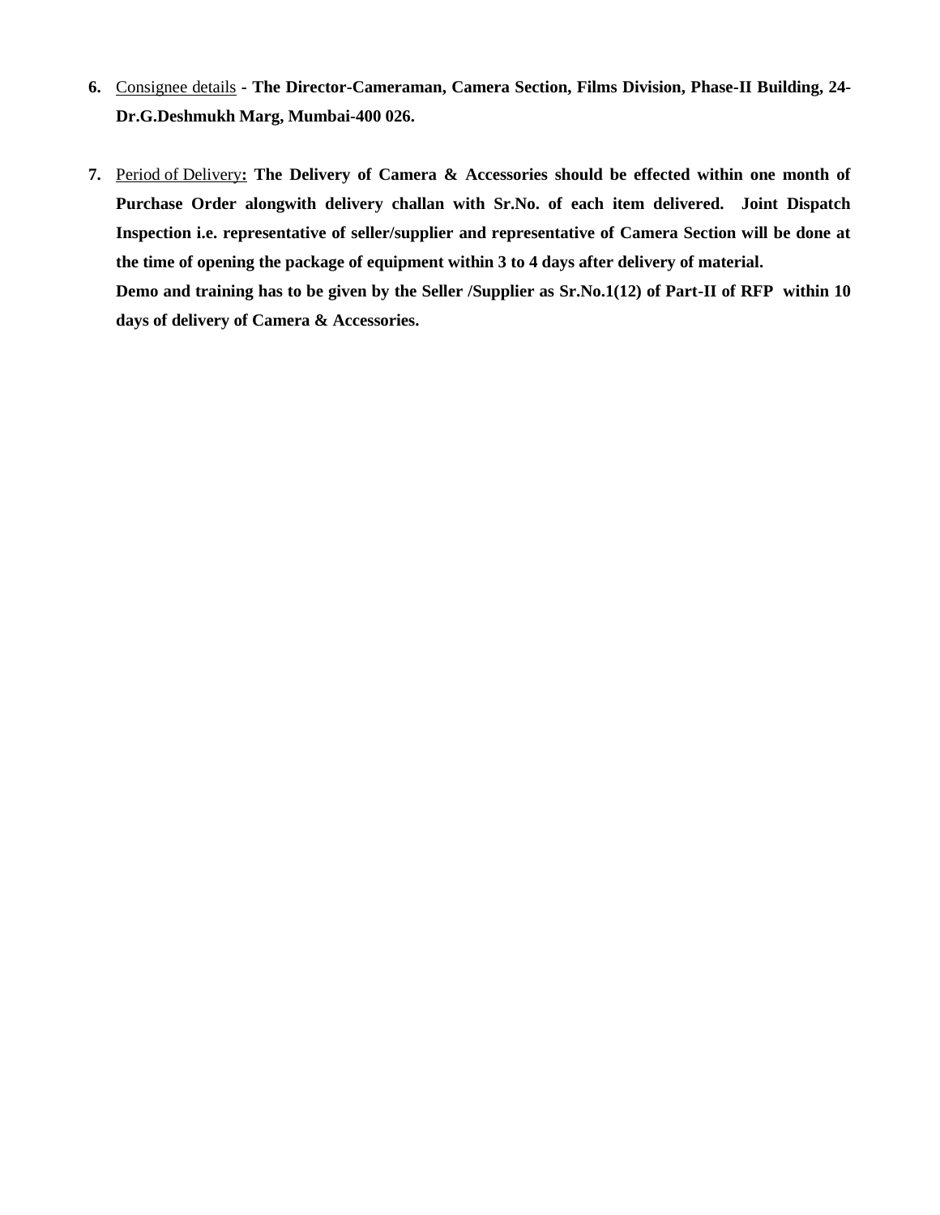6. <u>Consignee details</u> **- The Director-Cameraman, Camera Section, Films Division, Phase-II Building, 24-Dr.G.Deshmukh Marg, Mumbai-400 026.**

7. <u>Period of Delivery</u>**: The Delivery of Camera & Accessories should be effected within one month of Purchase Order alongwith delivery challan with Sr.No. of each item delivered. Joint Dispatch Inspection i.e. representative of seller/supplier and representative of Camera Section will be done at the time of opening the package of equipment within 3 to 4 days after delivery of material.**

   **Demo and training has to be given by the Seller /Supplier as Sr.No.1(12) of Part-II of RFP within 10 days of delivery of Camera & Accessories.**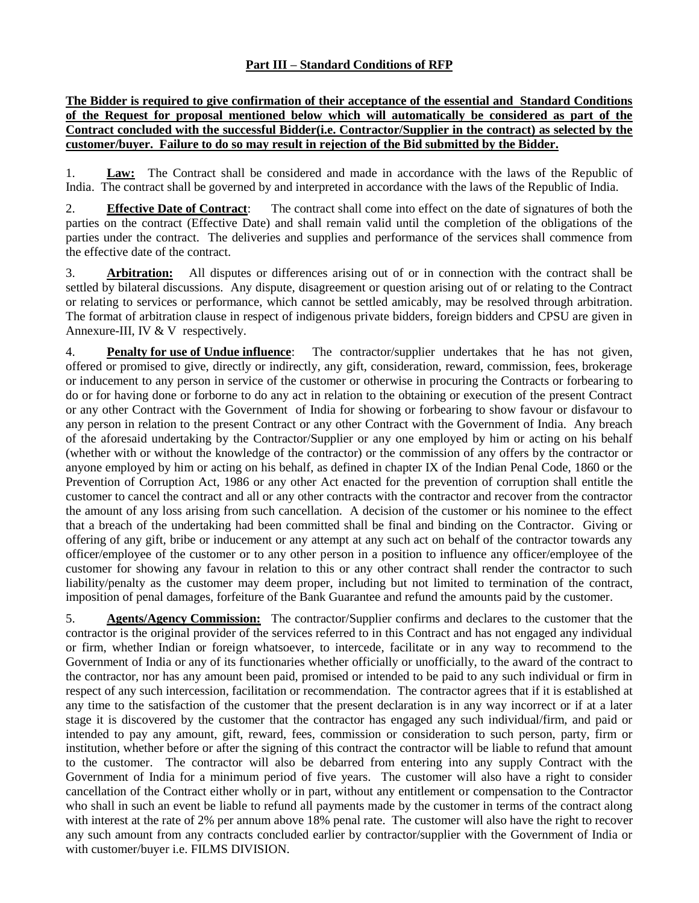## Part III – Standard Conditions of RFP

**The Bidder is required to give confirmation of their acceptance of the essential and Standard Conditions of the Request for proposal mentioned below which will automatically be considered as part of the Contract concluded with the successful Bidder(i.e. Contractor/Supplier in the contract) as selected by the customer/buyer. Failure to do so may result in rejection of the Bid submitted by the Bidder.**

1. **Law:** The Contract shall be considered and made in accordance with the laws of the Republic of India. The contract shall be governed by and interpreted in accordance with the laws of the Republic of India.

2. **Effective Date of Contract**: The contract shall come into effect on the date of signatures of both the parties on the contract (Effective Date) and shall remain valid until the completion of the obligations of the parties under the contract. The deliveries and supplies and performance of the services shall commence from the effective date of the contract.

3. **Arbitration:** All disputes or differences arising out of or in connection with the contract shall be settled by bilateral discussions. Any dispute, disagreement or question arising out of or relating to the Contract or relating to services or performance, which cannot be settled amicably, may be resolved through arbitration. The format of arbitration clause in respect of indigenous private bidders, foreign bidders and CPSU are given in Annexure-III, IV & V respectively.

4. **Penalty for use of Undue influence**: The contractor/supplier undertakes that he has not given, offered or promised to give, directly or indirectly, any gift, consideration, reward, commission, fees, brokerage or inducement to any person in service of the customer or otherwise in procuring the Contracts or forbearing to do or for having done or forborne to do any act in relation to the obtaining or execution of the present Contract or any other Contract with the Government of India for showing or forbearing to show favour or disfavour to any person in relation to the present Contract or any other Contract with the Government of India. Any breach of the aforesaid undertaking by the Contractor/Supplier or any one employed by him or acting on his behalf (whether with or without the knowledge of the contractor) or the commission of any offers by the contractor or anyone employed by him or acting on his behalf, as defined in chapter IX of the Indian Penal Code, 1860 or the Prevention of Corruption Act, 1986 or any other Act enacted for the prevention of corruption shall entitle the customer to cancel the contract and all or any other contracts with the contractor and recover from the contractor the amount of any loss arising from such cancellation. A decision of the customer or his nominee to the effect that a breach of the undertaking had been committed shall be final and binding on the Contractor. Giving or offering of any gift, bribe or inducement or any attempt at any such act on behalf of the contractor towards any officer/employee of the customer or to any other person in a position to influence any officer/employee of the customer for showing any favour in relation to this or any other contract shall render the contractor to such liability/penalty as the customer may deem proper, including but not limited to termination of the contract, imposition of penal damages, forfeiture of the Bank Guarantee and refund the amounts paid by the customer.

5. **Agents/Agency Commission:** The contractor/Supplier confirms and declares to the customer that the contractor is the original provider of the services referred to in this Contract and has not engaged any individual or firm, whether Indian or foreign whatsoever, to intercede, facilitate or in any way to recommend to the Government of India or any of its functionaries whether officially or unofficially, to the award of the contract to the contractor, nor has any amount been paid, promised or intended to be paid to any such individual or firm in respect of any such intercession, facilitation or recommendation. The contractor agrees that if it is established at any time to the satisfaction of the customer that the present declaration is in any way incorrect or if at a later stage it is discovered by the customer that the contractor has engaged any such individual/firm, and paid or intended to pay any amount, gift, reward, fees, commission or consideration to such person, party, firm or institution, whether before or after the signing of this contract the contractor will be liable to refund that amount to the customer. The contractor will also be debarred from entering into any supply Contract with the Government of India for a minimum period of five years. The customer will also have a right to consider cancellation of the Contract either wholly or in part, without any entitlement or compensation to the Contractor who shall in such an event be liable to refund all payments made by the customer in terms of the contract along with interest at the rate of 2% per annum above 18% penal rate. The customer will also have the right to recover any such amount from any contracts concluded earlier by contractor/supplier with the Government of India or with customer/buyer i.e. FILMS DIVISION.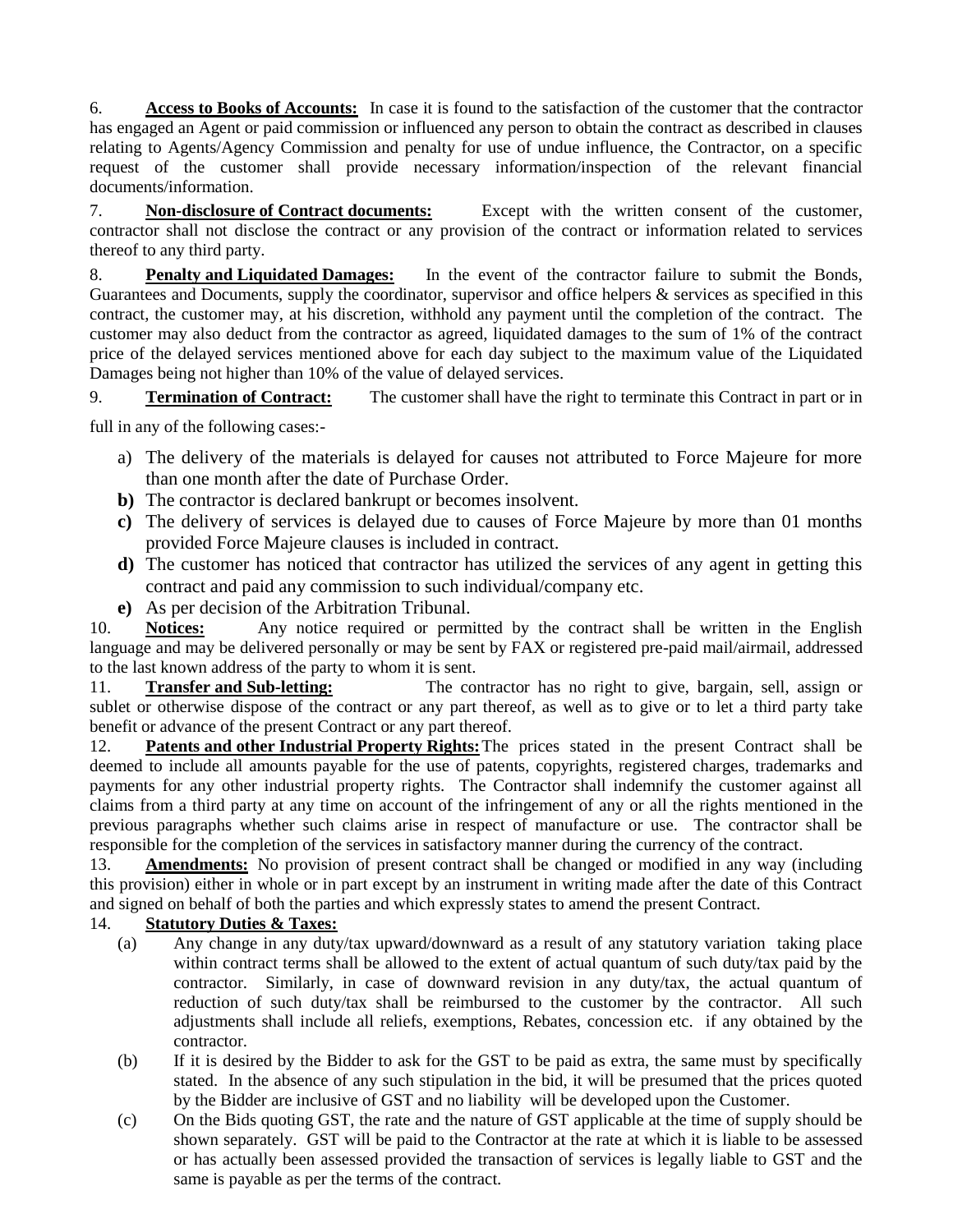6. **Access to Books of Accounts:** In case it is found to the satisfaction of the customer that the contractor has engaged an Agent or paid commission or influenced any person to obtain the contract as described in clauses relating to Agents/Agency Commission and penalty for use of undue influence, the Contractor, on a specific request of the customer shall provide necessary information/inspection of the relevant financial documents/information.

7. **Non-disclosure of Contract documents:** Except with the written consent of the customer, contractor shall not disclose the contract or any provision of the contract or information related to services thereof to any third party.

8. **Penalty and Liquidated Damages:** In the event of the contractor failure to submit the Bonds, Guarantees and Documents, supply the coordinator, supervisor and office helpers & services as specified in this contract, the customer may, at his discretion, withhold any payment until the completion of the contract. The customer may also deduct from the contractor as agreed, liquidated damages to the sum of 1% of the contract price of the delayed services mentioned above for each day subject to the maximum value of the Liquidated Damages being not higher than 10% of the value of delayed services.

9. **Termination of Contract:** The customer shall have the right to terminate this Contract in part or in full in any of the following cases:-

a) The delivery of the materials is delayed for causes not attributed to Force Majeure for more than one month after the date of Purchase Order.
**b)** The contractor is declared bankrupt or becomes insolvent.
**c)** The delivery of services is delayed due to causes of Force Majeure by more than 01 months provided Force Majeure clauses is included in contract.
**d)** The customer has noticed that contractor has utilized the services of any agent in getting this contract and paid any commission to such individual/company etc.
**e)** As per decision of the Arbitration Tribunal.

10. **Notices:** Any notice required or permitted by the contract shall be written in the English language and may be delivered personally or may be sent by FAX or registered pre-paid mail/airmail, addressed to the last known address of the party to whom it is sent.

11. **Transfer and Sub-letting:** The contractor has no right to give, bargain, sell, assign or sublet or otherwise dispose of the contract or any part thereof, as well as to give or to let a third party take benefit or advance of the present Contract or any part thereof.

12. **Patents and other Industrial Property Rights:** The prices stated in the present Contract shall be deemed to include all amounts payable for the use of patents, copyrights, registered charges, trademarks and payments for any other industrial property rights. The Contractor shall indemnify the customer against all claims from a third party at any time on account of the infringement of any or all the rights mentioned in the previous paragraphs whether such claims arise in respect of manufacture or use. The contractor shall be responsible for the completion of the services in satisfactory manner during the currency of the contract.

13. **Amendments:** No provision of present contract shall be changed or modified in any way (including this provision) either in whole or in part except by an instrument in writing made after the date of this Contract and signed on behalf of both the parties and which expressly states to amend the present Contract.

14. **Statutory Duties & Taxes:**

(a) Any change in any duty/tax upward/downward as a result of any statutory variation taking place within contract terms shall be allowed to the extent of actual quantum of such duty/tax paid by the contractor. Similarly, in case of downward revision in any duty/tax, the actual quantum of reduction of such duty/tax shall be reimbursed to the customer by the contractor. All such adjustments shall include all reliefs, exemptions, Rebates, concession etc. if any obtained by the contractor.

(b) If it is desired by the Bidder to ask for the GST to be paid as extra, the same must by specifically stated. In the absence of any such stipulation in the bid, it will be presumed that the prices quoted by the Bidder are inclusive of GST and no liability will be developed upon the Customer.

(c) On the Bids quoting GST, the rate and the nature of GST applicable at the time of supply should be shown separately. GST will be paid to the Contractor at the rate at which it is liable to be assessed or has actually been assessed provided the transaction of services is legally liable to GST and the same is payable as per the terms of the contract.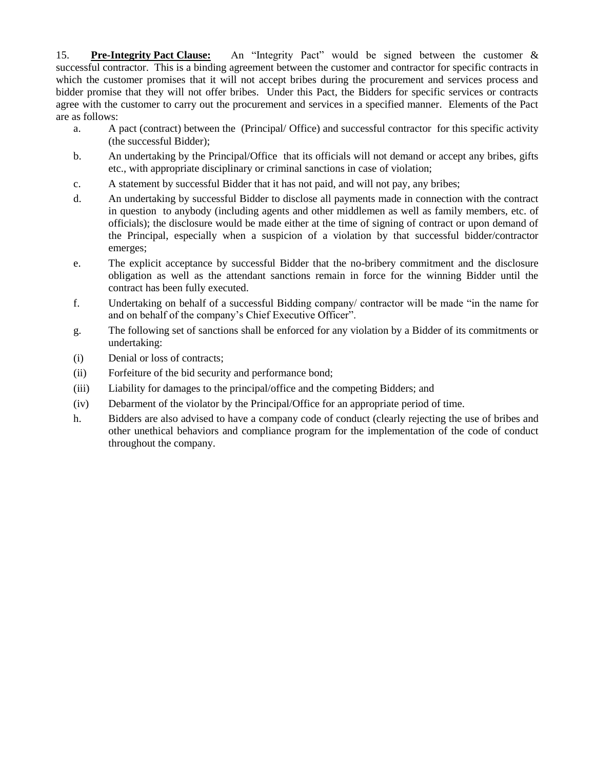15. **Pre-Integrity Pact Clause:** An "Integrity Pact" would be signed between the customer & successful contractor. This is a binding agreement between the customer and contractor for specific contracts in which the customer promises that it will not accept bribes during the procurement and services process and bidder promise that they will not offer bribes. Under this Pact, the Bidders for specific services or contracts agree with the customer to carry out the procurement and services in a specified manner. Elements of the Pact are as follows:

a. A pact (contract) between the (Principal/ Office) and successful contractor for this specific activity (the successful Bidder);

b. An undertaking by the Principal/Office that its officials will not demand or accept any bribes, gifts etc., with appropriate disciplinary or criminal sanctions in case of violation;

c. A statement by successful Bidder that it has not paid, and will not pay, any bribes;

d. An undertaking by successful Bidder to disclose all payments made in connection with the contract in question to anybody (including agents and other middlemen as well as family members, etc. of officials); the disclosure would be made either at the time of signing of contract or upon demand of the Principal, especially when a suspicion of a violation by that successful bidder/contractor emerges;

e. The explicit acceptance by successful Bidder that the no-bribery commitment and the disclosure obligation as well as the attendant sanctions remain in force for the winning Bidder until the contract has been fully executed.

f. Undertaking on behalf of a successful Bidding company/ contractor will be made "in the name for and on behalf of the company's Chief Executive Officer".

g. The following set of sanctions shall be enforced for any violation by a Bidder of its commitments or undertaking:

(i) Denial or loss of contracts;

(ii) Forfeiture of the bid security and performance bond;

(iii) Liability for damages to the principal/office and the competing Bidders; and

(iv) Debarment of the violator by the Principal/Office for an appropriate period of time.

h. Bidders are also advised to have a company code of conduct (clearly rejecting the use of bribes and other unethical behaviors and compliance program for the implementation of the code of conduct throughout the company.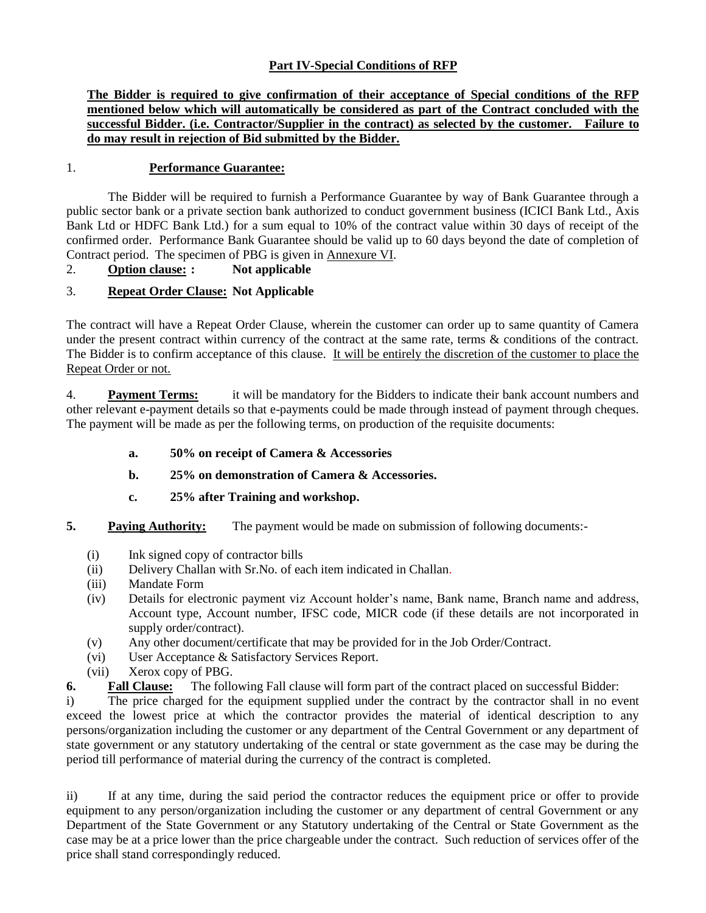## Part IV-Special Conditions of RFP

**The Bidder is required to give confirmation of their acceptance of Special conditions of the RFP mentioned below which will automatically be considered as part of the Contract concluded with the successful Bidder. (i.e. Contractor/Supplier in the contract) as selected by the customer. Failure to do may result in rejection of Bid submitted by the Bidder.**

1. **Performance Guarantee:**

The Bidder will be required to furnish a Performance Guarantee by way of Bank Guarantee through a public sector bank or a private section bank authorized to conduct government business (ICICI Bank Ltd., Axis Bank Ltd or HDFC Bank Ltd.) for a sum equal to 10% of the contract value within 30 days of receipt of the confirmed order. Performance Bank Guarantee should be valid up to 60 days beyond the date of completion of Contract period. The specimen of PBG is given in Annexure VI.

2. **Option clause: : Not applicable**

3. **Repeat Order Clause: Not Applicable**

The contract will have a Repeat Order Clause, wherein the customer can order up to same quantity of Camera under the present contract within currency of the contract at the same rate, terms & conditions of the contract. The Bidder is to confirm acceptance of this clause. It will be entirely the discretion of the customer to place the Repeat Order or not.

4. **Payment Terms:** it will be mandatory for the Bidders to indicate their bank account numbers and other relevant e-payment details so that e-payments could be made through instead of payment through cheques. The payment will be made as per the following terms, on production of the requisite documents:

   **a. 50% on receipt of Camera & Accessories**

   **b. 25% on demonstration of Camera & Accessories.**

   **c. 25% after Training and workshop.**

**5. Paying Authority:** The payment would be made on submission of following documents:-

(i) Ink signed copy of contractor bills
(ii) Delivery Challan with Sr.No. of each item indicated in Challan.
(iii) Mandate Form
(iv) Details for electronic payment viz Account holder's name, Bank name, Branch name and address, Account type, Account number, IFSC code, MICR code (if these details are not incorporated in supply order/contract).
(v) Any other document/certificate that may be provided for in the Job Order/Contract.
(vi) User Acceptance & Satisfactory Services Report.
(vii) Xerox copy of PBG.

**6. Fall Clause:** The following Fall clause will form part of the contract placed on successful Bidder:

i) The price charged for the equipment supplied under the contract by the contractor shall in no event exceed the lowest price at which the contractor provides the material of identical description to any persons/organization including the customer or any department of the Central Government or any department of state government or any statutory undertaking of the central or state government as the case may be during the period till performance of material during the currency of the contract is completed.

ii) If at any time, during the said period the contractor reduces the equipment price or offer to provide equipment to any person/organization including the customer or any department of central Government or any Department of the State Government or any Statutory undertaking of the Central or State Government as the case may be at a price lower than the price chargeable under the contract. Such reduction of services offer of the price shall stand correspondingly reduced.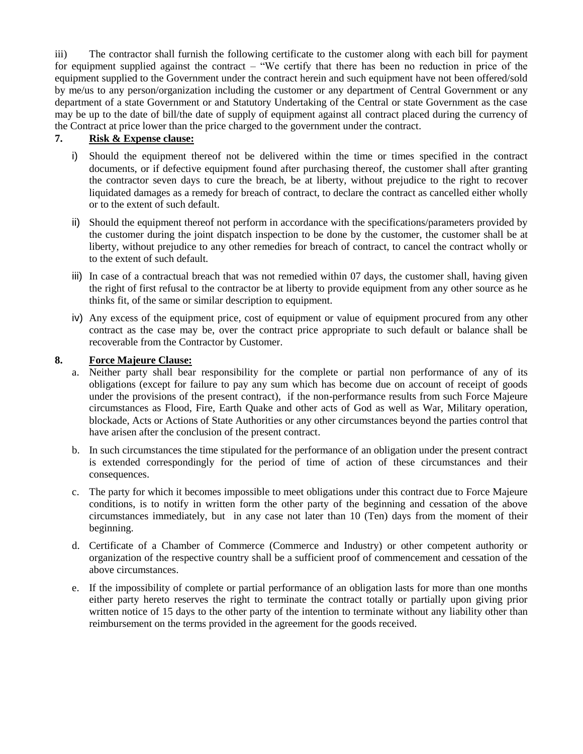iii) The contractor shall furnish the following certificate to the customer along with each bill for payment for equipment supplied against the contract – "We certify that there has been no reduction in price of the equipment supplied to the Government under the contract herein and such equipment have not been offered/sold by me/us to any person/organization including the customer or any department of Central Government or any department of a state Government or and Statutory Undertaking of the Central or state Government as the case may be up to the date of bill/the date of supply of equipment against all contract placed during the currency of the Contract at price lower than the price charged to the government under the contract.

**7. Risk & Expense clause:**

i) Should the equipment thereof not be delivered within the time or times specified in the contract documents, or if defective equipment found after purchasing thereof, the customer shall after granting the contractor seven days to cure the breach, be at liberty, without prejudice to the right to recover liquidated damages as a remedy for breach of contract, to declare the contract as cancelled either wholly or to the extent of such default.

ii) Should the equipment thereof not perform in accordance with the specifications/parameters provided by the customer during the joint dispatch inspection to be done by the customer, the customer shall be at liberty, without prejudice to any other remedies for breach of contract, to cancel the contract wholly or to the extent of such default.

iii) In case of a contractual breach that was not remedied within 07 days, the customer shall, having given the right of first refusal to the contractor be at liberty to provide equipment from any other source as he thinks fit, of the same or similar description to equipment.

iv) Any excess of the equipment price, cost of equipment or value of equipment procured from any other contract as the case may be, over the contract price appropriate to such default or balance shall be recoverable from the Contractor by Customer.

**8. Force Majeure Clause:**

a. Neither party shall bear responsibility for the complete or partial non performance of any of its obligations (except for failure to pay any sum which has become due on account of receipt of goods under the provisions of the present contract), if the non-performance results from such Force Majeure circumstances as Flood, Fire, Earth Quake and other acts of God as well as War, Military operation, blockade, Acts or Actions of State Authorities or any other circumstances beyond the parties control that have arisen after the conclusion of the present contract.

b. In such circumstances the time stipulated for the performance of an obligation under the present contract is extended correspondingly for the period of time of action of these circumstances and their consequences.

c. The party for which it becomes impossible to meet obligations under this contract due to Force Majeure conditions, is to notify in written form the other party of the beginning and cessation of the above circumstances immediately, but in any case not later than 10 (Ten) days from the moment of their beginning.

d. Certificate of a Chamber of Commerce (Commerce and Industry) or other competent authority or organization of the respective country shall be a sufficient proof of commencement and cessation of the above circumstances.

e. If the impossibility of complete or partial performance of an obligation lasts for more than one months either party hereto reserves the right to terminate the contract totally or partially upon giving prior written notice of 15 days to the other party of the intention to terminate without any liability other than reimbursement on the terms provided in the agreement for the goods received.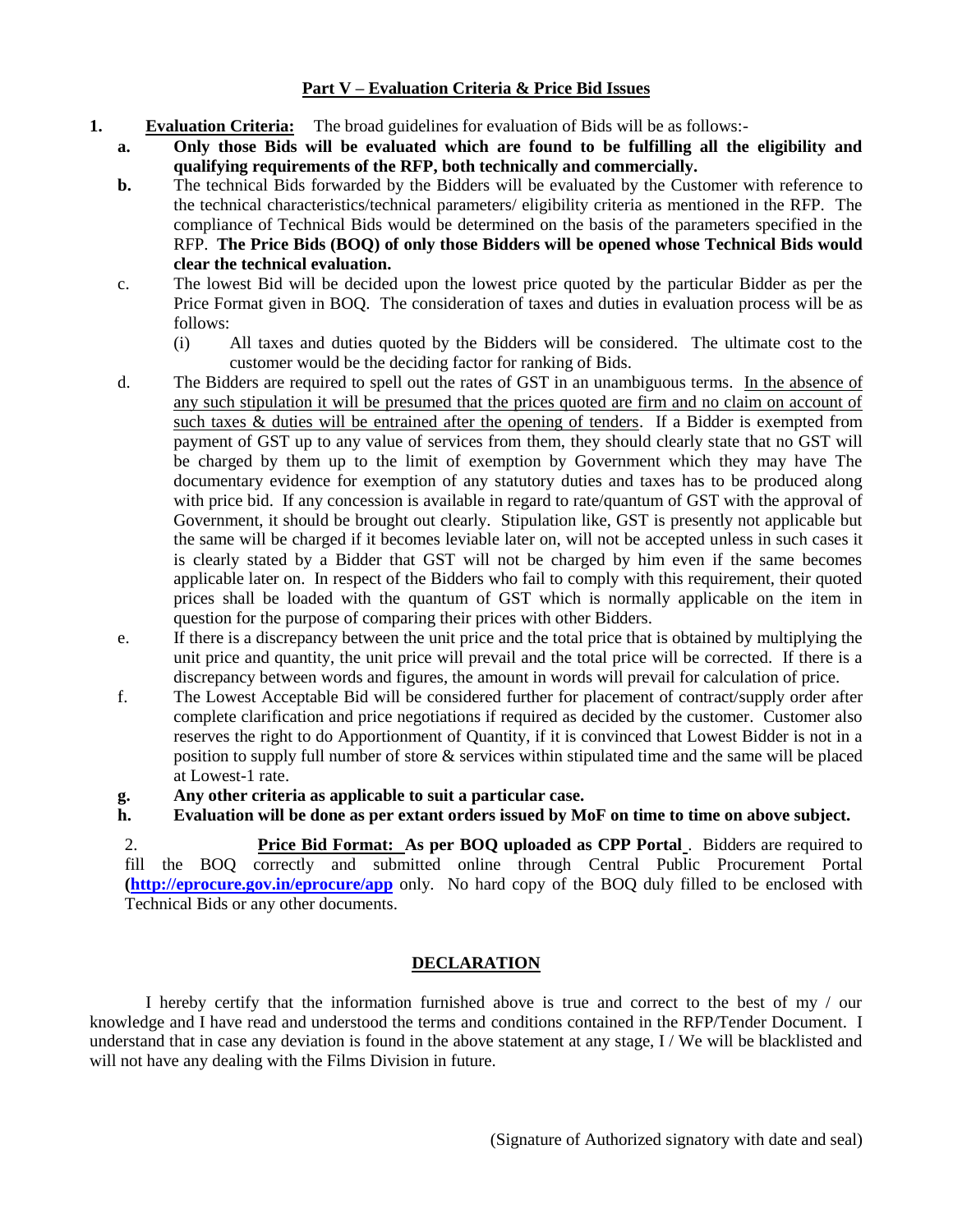## Part V – Evaluation Criteria & Price Bid Issues

1. **Evaluation Criteria:** The broad guidelines for evaluation of Bids will be as follows:-

   **a. Only those Bids will be evaluated which are found to be fulfilling all the eligibility and qualifying requirements of the RFP, both technically and commercially.**

   **b.** The technical Bids forwarded by the Bidders will be evaluated by the Customer with reference to the technical characteristics/technical parameters/ eligibility criteria as mentioned in the RFP. The compliance of Technical Bids would be determined on the basis of the parameters specified in the RFP. **The Price Bids (BOQ) of only those Bidders will be opened whose Technical Bids would clear the technical evaluation.**

   c. The lowest Bid will be decided upon the lowest price quoted by the particular Bidder as per the Price Format given in BOQ. The consideration of taxes and duties in evaluation process will be as follows:

      (i) All taxes and duties quoted by the Bidders will be considered. The ultimate cost to the customer would be the deciding factor for ranking of Bids.

   d. The Bidders are required to spell out the rates of GST in an unambiguous terms. <u>In the absence of any such stipulation it will be presumed that the prices quoted are firm and no claim on account of such taxes & duties will be entrained after the opening of tenders</u>. If a Bidder is exempted from payment of GST up to any value of services from them, they should clearly state that no GST will be charged by them up to the limit of exemption by Government which they may have The documentary evidence for exemption of any statutory duties and taxes has to be produced along with price bid. If any concession is available in regard to rate/quantum of GST with the approval of Government, it should be brought out clearly. Stipulation like, GST is presently not applicable but the same will be charged if it becomes leviable later on, will not be accepted unless in such cases it is clearly stated by a Bidder that GST will not be charged by him even if the same becomes applicable later on. In respect of the Bidders who fail to comply with this requirement, their quoted prices shall be loaded with the quantum of GST which is normally applicable on the item in question for the purpose of comparing their prices with other Bidders.

   e. If there is a discrepancy between the unit price and the total price that is obtained by multiplying the unit price and quantity, the unit price will prevail and the total price will be corrected. If there is a discrepancy between words and figures, the amount in words will prevail for calculation of price.

   f. The Lowest Acceptable Bid will be considered further for placement of contract/supply order after complete clarification and price negotiations if required as decided by the customer. Customer also reserves the right to do Apportionment of Quantity, if it is convinced that Lowest Bidder is not in a position to supply full number of store & services within stipulated time and the same will be placed at Lowest-1 rate.

   **g. Any other criteria as applicable to suit a particular case.**

   **h. Evaluation will be done as per extant orders issued by MoF on time to time on above subject.**

2. **<u>Price Bid Format: As per BOQ uploaded as CPP Portal</u>**. Bidders are required to fill the BOQ correctly and submitted online through Central Public Procurement Portal **(http://eprocure.gov.in/eprocure/app** only. No hard copy of the BOQ duly filled to be enclosed with Technical Bids or any other documents.

## DECLARATION

I hereby certify that the information furnished above is true and correct to the best of my / our knowledge and I have read and understood the terms and conditions contained in the RFP/Tender Document. I understand that in case any deviation is found in the above statement at any stage, I / We will be blacklisted and will not have any dealing with the Films Division in future.

(Signature of Authorized signatory with date and seal)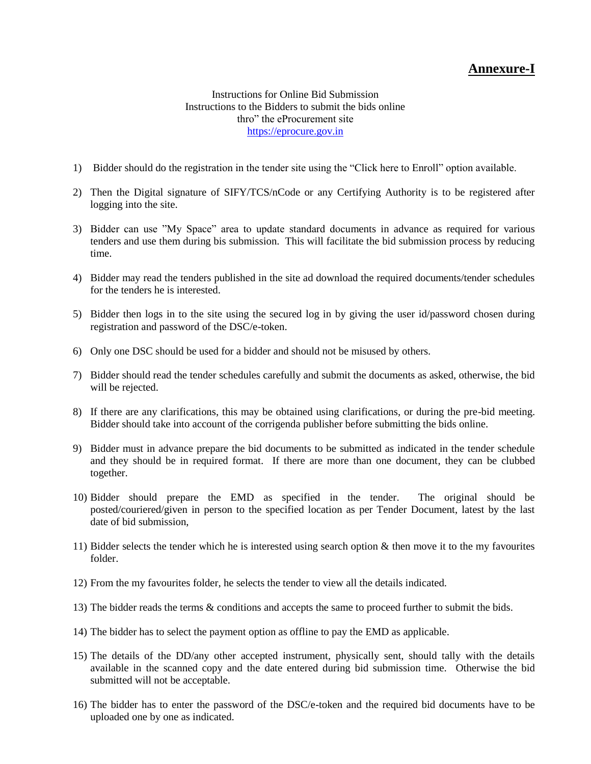**<u>Annexure-I</u>**

Instructions for Online Bid Submission
Instructions to the Bidders to submit the bids online
thro" the eProcurement site
https://eprocure.gov.in

1) Bidder should do the registration in the tender site using the "Click here to Enroll" option available.

2) Then the Digital signature of SIFY/TCS/nCode or any Certifying Authority is to be registered after logging into the site.

3) Bidder can use "My Space" area to update standard documents in advance as required for various tenders and use them during bis submission. This will facilitate the bid submission process by reducing time.

4) Bidder may read the tenders published in the site ad download the required documents/tender schedules for the tenders he is interested.

5) Bidder then logs in to the site using the secured log in by giving the user id/password chosen during registration and password of the DSC/e-token.

6) Only one DSC should be used for a bidder and should not be misused by others.

7) Bidder should read the tender schedules carefully and submit the documents as asked, otherwise, the bid will be rejected.

8) If there are any clarifications, this may be obtained using clarifications, or during the pre-bid meeting. Bidder should take into account of the corrigenda publisher before submitting the bids online.

9) Bidder must in advance prepare the bid documents to be submitted as indicated in the tender schedule and they should be in required format. If there are more than one document, they can be clubbed together.

10) Bidder should prepare the EMD as specified in the tender. The original should be posted/couriered/given in person to the specified location as per Tender Document, latest by the last date of bid submission,

11) Bidder selects the tender which he is interested using search option & then move it to the my favourites folder.

12) From the my favourites folder, he selects the tender to view all the details indicated.

13) The bidder reads the terms & conditions and accepts the same to proceed further to submit the bids.

14) The bidder has to select the payment option as offline to pay the EMD as applicable.

15) The details of the DD/any other accepted instrument, physically sent, should tally with the details available in the scanned copy and the date entered during bid submission time. Otherwise the bid submitted will not be acceptable.

16) The bidder has to enter the password of the DSC/e-token and the required bid documents have to be uploaded one by one as indicated.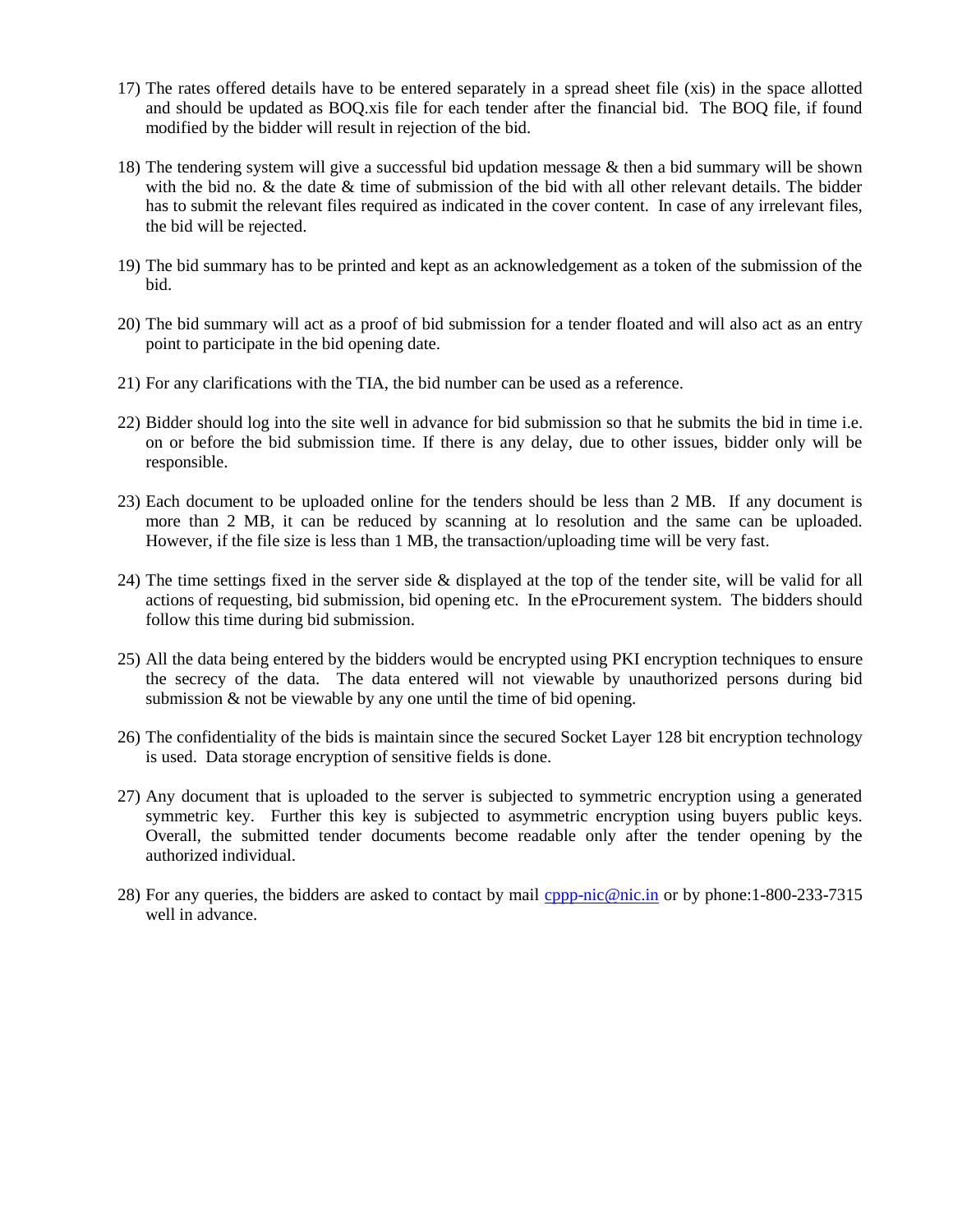17) The rates offered details have to be entered separately in a spread sheet file (xis) in the space allotted and should be updated as BOQ.xis file for each tender after the financial bid. The BOQ file, if found modified by the bidder will result in rejection of the bid.

18) The tendering system will give a successful bid updation message & then a bid summary will be shown with the bid no. & the date & time of submission of the bid with all other relevant details. The bidder has to submit the relevant files required as indicated in the cover content. In case of any irrelevant files, the bid will be rejected.

19) The bid summary has to be printed and kept as an acknowledgement as a token of the submission of the bid.

20) The bid summary will act as a proof of bid submission for a tender floated and will also act as an entry point to participate in the bid opening date.

21) For any clarifications with the TIA, the bid number can be used as a reference.

22) Bidder should log into the site well in advance for bid submission so that he submits the bid in time i.e. on or before the bid submission time. If there is any delay, due to other issues, bidder only will be responsible.

23) Each document to be uploaded online for the tenders should be less than 2 MB. If any document is more than 2 MB, it can be reduced by scanning at lo resolution and the same can be uploaded. However, if the file size is less than 1 MB, the transaction/uploading time will be very fast.

24) The time settings fixed in the server side & displayed at the top of the tender site, will be valid for all actions of requesting, bid submission, bid opening etc. In the eProcurement system. The bidders should follow this time during bid submission.

25) All the data being entered by the bidders would be encrypted using PKI encryption techniques to ensure the secrecy of the data. The data entered will not viewable by unauthorized persons during bid submission & not be viewable by any one until the time of bid opening.

26) The confidentiality of the bids is maintain since the secured Socket Layer 128 bit encryption technology is used. Data storage encryption of sensitive fields is done.

27) Any document that is uploaded to the server is subjected to symmetric encryption using a generated symmetric key. Further this key is subjected to asymmetric encryption using buyers public keys. Overall, the submitted tender documents become readable only after the tender opening by the authorized individual.

28) For any queries, the bidders are asked to contact by mail cppp-nic@nic.in or by phone:1-800-233-7315 well in advance.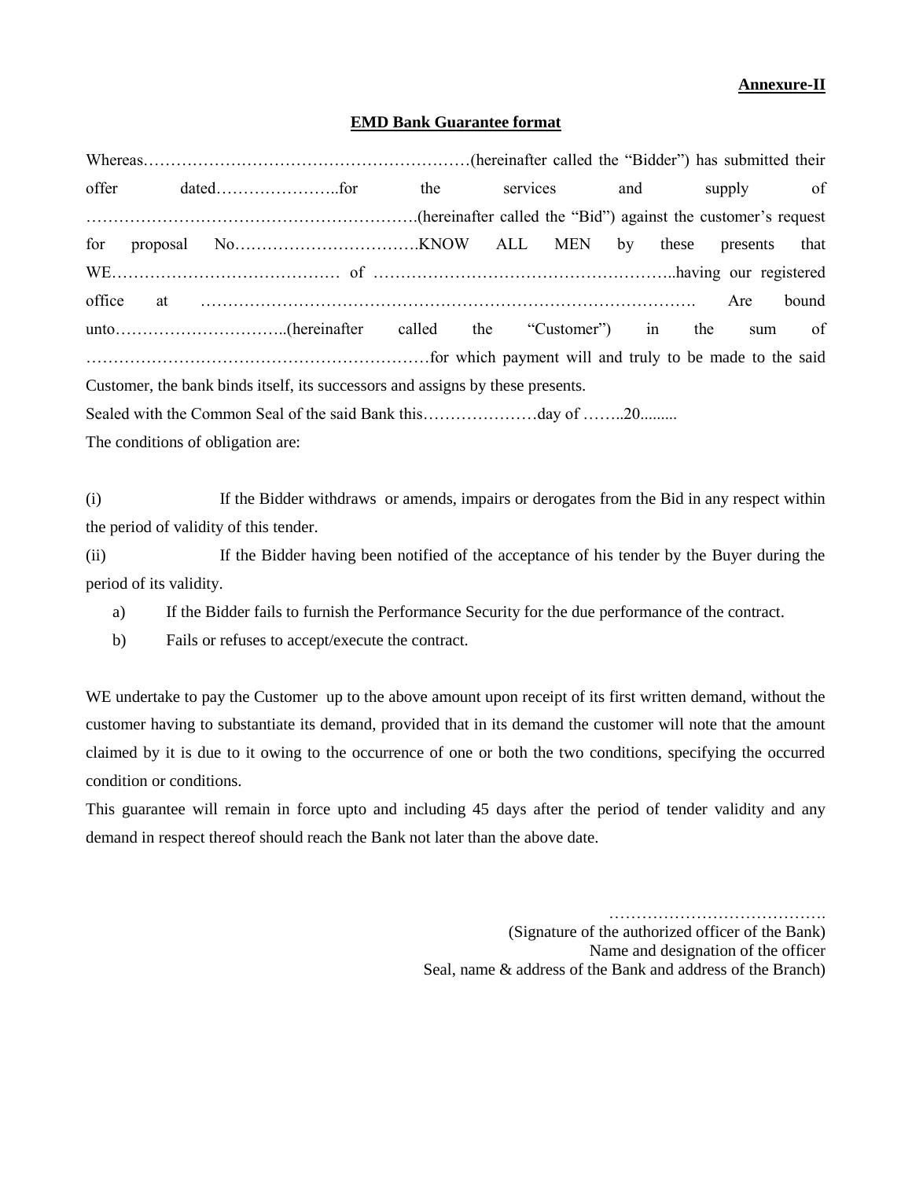**Annexure-II**

**EMD Bank Guarantee format**

Whereas……………………………………………………(hereinafter called the "Bidder") has submitted their offer dated…………………..for the services and supply of …………………………………………………….(hereinafter called the "Bid") against the customer's request for proposal No…………………………….KNOW ALL MEN by these presents that WE…………………………………… of ………………………………………………..having our registered office at ……………………………………………………………………………. Are bound unto…………………………..(hereinafter called the "Customer") in the sum of ………………………………………………………for which payment will and truly to be made to the said Customer, the bank binds itself, its successors and assigns by these presents.

Sealed with the Common Seal of the said Bank this…………………day of ……..20.........

The conditions of obligation are:

(i) If the Bidder withdraws or amends, impairs or derogates from the Bid in any respect within the period of validity of this tender.

(ii) If the Bidder having been notified of the acceptance of his tender by the Buyer during the period of its validity.

a) If the Bidder fails to furnish the Performance Security for the due performance of the contract.

b) Fails or refuses to accept/execute the contract.

WE undertake to pay the Customer up to the above amount upon receipt of its first written demand, without the customer having to substantiate its demand, provided that in its demand the customer will note that the amount claimed by it is due to it owing to the occurrence of one or both the two conditions, specifying the occurred condition or conditions.

This guarantee will remain in force upto and including 45 days after the period of tender validity and any demand in respect thereof should reach the Bank not later than the above date.

………………………………….
(Signature of the authorized officer of the Bank)
Name and designation of the officer
Seal, name & address of the Bank and address of the Branch)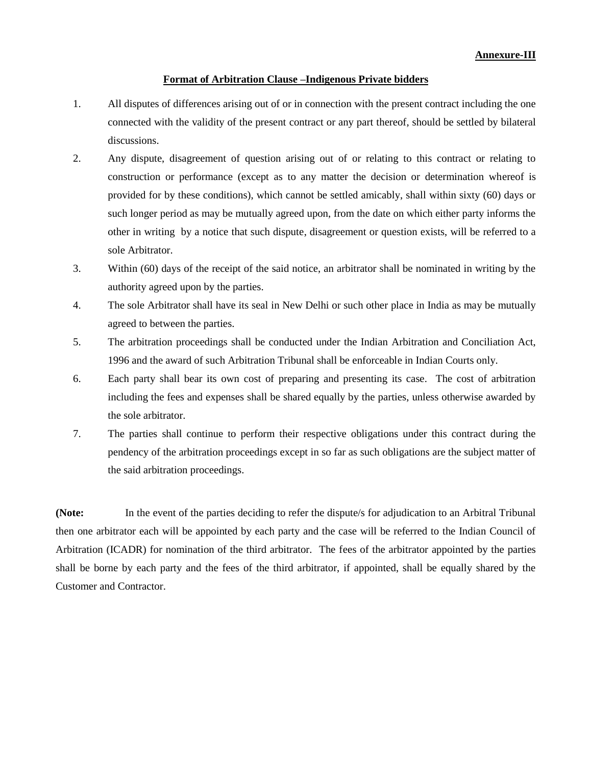**Annexure-III**

**Format of Arbitration Clause –Indigenous Private bidders**

1. All disputes of differences arising out of or in connection with the present contract including the one connected with the validity of the present contract or any part thereof, should be settled by bilateral discussions.
2. Any dispute, disagreement of question arising out of or relating to this contract or relating to construction or performance (except as to any matter the decision or determination whereof is provided for by these conditions), which cannot be settled amicably, shall within sixty (60) days or such longer period as may be mutually agreed upon, from the date on which either party informs the other in writing by a notice that such dispute, disagreement or question exists, will be referred to a sole Arbitrator.
3. Within (60) days of the receipt of the said notice, an arbitrator shall be nominated in writing by the authority agreed upon by the parties.
4. The sole Arbitrator shall have its seal in New Delhi or such other place in India as may be mutually agreed to between the parties.
5. The arbitration proceedings shall be conducted under the Indian Arbitration and Conciliation Act, 1996 and the award of such Arbitration Tribunal shall be enforceable in Indian Courts only.
6. Each party shall bear its own cost of preparing and presenting its case. The cost of arbitration including the fees and expenses shall be shared equally by the parties, unless otherwise awarded by the sole arbitrator.
7. The parties shall continue to perform their respective obligations under this contract during the pendency of the arbitration proceedings except in so far as such obligations are the subject matter of the said arbitration proceedings.

**(Note:** In the event of the parties deciding to refer the dispute/s for adjudication to an Arbitral Tribunal then one arbitrator each will be appointed by each party and the case will be referred to the Indian Council of Arbitration (ICADR) for nomination of the third arbitrator. The fees of the arbitrator appointed by the parties shall be borne by each party and the fees of the third arbitrator, if appointed, shall be equally shared by the Customer and Contractor.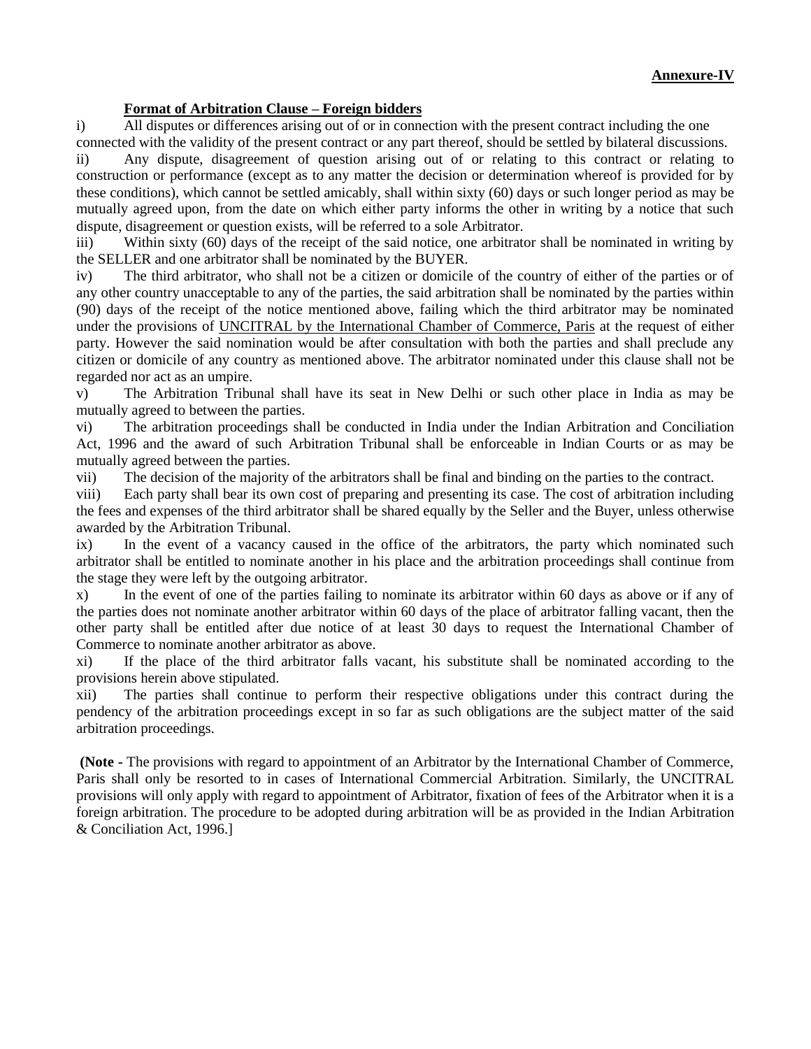**Annexure-IV**

**Format of Arbitration Clause – Foreign bidders**

i) All disputes or differences arising out of or in connection with the present contract including the one connected with the validity of the present contract or any part thereof, should be settled by bilateral discussions.

ii) Any dispute, disagreement of question arising out of or relating to this contract or relating to construction or performance (except as to any matter the decision or determination whereof is provided for by these conditions), which cannot be settled amicably, shall within sixty (60) days or such longer period as may be mutually agreed upon, from the date on which either party informs the other in writing by a notice that such dispute, disagreement or question exists, will be referred to a sole Arbitrator.

iii) Within sixty (60) days of the receipt of the said notice, one arbitrator shall be nominated in writing by the SELLER and one arbitrator shall be nominated by the BUYER.

iv) The third arbitrator, who shall not be a citizen or domicile of the country of either of the parties or of any other country unacceptable to any of the parties, the said arbitration shall be nominated by the parties within (90) days of the receipt of the notice mentioned above, failing which the third arbitrator may be nominated under the provisions of UNCITRAL by the International Chamber of Commerce, Paris at the request of either party. However the said nomination would be after consultation with both the parties and shall preclude any citizen or domicile of any country as mentioned above. The arbitrator nominated under this clause shall not be regarded nor act as an umpire.

v) The Arbitration Tribunal shall have its seat in New Delhi or such other place in India as may be mutually agreed to between the parties.

vi) The arbitration proceedings shall be conducted in India under the Indian Arbitration and Conciliation Act, 1996 and the award of such Arbitration Tribunal shall be enforceable in Indian Courts or as may be mutually agreed between the parties.

vii) The decision of the majority of the arbitrators shall be final and binding on the parties to the contract.

viii) Each party shall bear its own cost of preparing and presenting its case. The cost of arbitration including the fees and expenses of the third arbitrator shall be shared equally by the Seller and the Buyer, unless otherwise awarded by the Arbitration Tribunal.

ix) In the event of a vacancy caused in the office of the arbitrators, the party which nominated such arbitrator shall be entitled to nominate another in his place and the arbitration proceedings shall continue from the stage they were left by the outgoing arbitrator.

x) In the event of one of the parties failing to nominate its arbitrator within 60 days as above or if any of the parties does not nominate another arbitrator within 60 days of the place of arbitrator falling vacant, then the other party shall be entitled after due notice of at least 30 days to request the International Chamber of Commerce to nominate another arbitrator as above.

xi) If the place of the third arbitrator falls vacant, his substitute shall be nominated according to the provisions herein above stipulated.

xii) The parties shall continue to perform their respective obligations under this contract during the pendency of the arbitration proceedings except in so far as such obligations are the subject matter of the said arbitration proceedings.

**(Note -** The provisions with regard to appointment of an Arbitrator by the International Chamber of Commerce, Paris shall only be resorted to in cases of International Commercial Arbitration. Similarly, the UNCITRAL provisions will only apply with regard to appointment of Arbitrator, fixation of fees of the Arbitrator when it is a foreign arbitration. The procedure to be adopted during arbitration will be as provided in the Indian Arbitration & Conciliation Act, 1996.]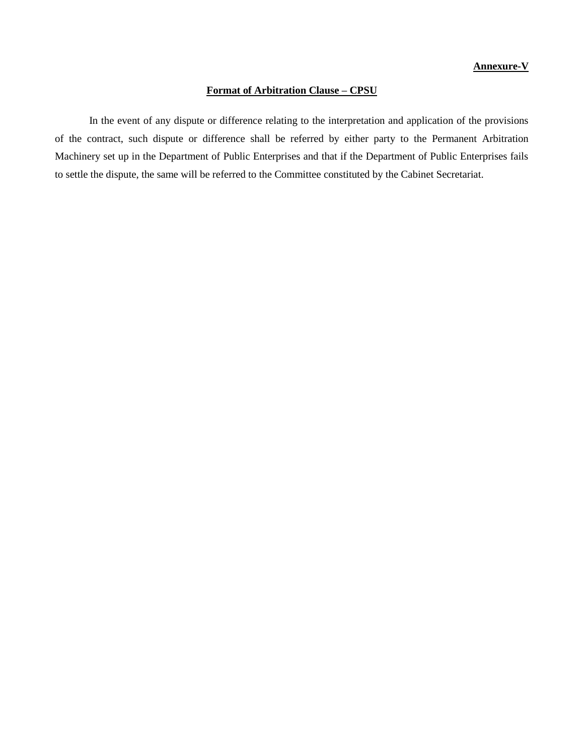**Annexure-V**

## Format of Arbitration Clause – CPSU

In the event of any dispute or difference relating to the interpretation and application of the provisions of the contract, such dispute or difference shall be referred by either party to the Permanent Arbitration Machinery set up in the Department of Public Enterprises and that if the Department of Public Enterprises fails to settle the dispute, the same will be referred to the Committee constituted by the Cabinet Secretariat.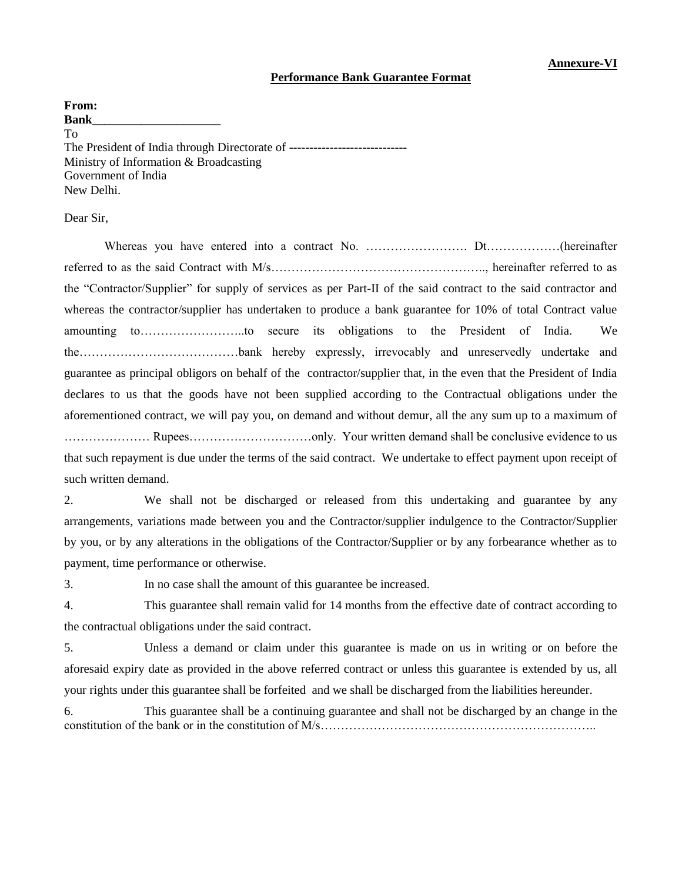**Annexure-VI**

**Performance Bank Guarantee Format**

**From:**
**Bank_____________________**
To
The President of India through Directorate of -----------------------------
Ministry of Information & Broadcasting
Government of India
New Delhi.

Dear Sir,

Whereas you have entered into a contract No. ……………………. Dt………………(hereinafter referred to as the said Contract with M/s…………………………………………….., hereinafter referred to as the "Contractor/Supplier" for supply of services as per Part-II of the said contract to the said contractor and whereas the contractor/supplier has undertaken to produce a bank guarantee for 10% of total Contract value amounting to……………………..to secure its obligations to the President of India. We the…………………………………bank hereby expressly, irrevocably and unreservedly undertake and guarantee as principal obligors on behalf of the contractor/supplier that, in the even that the President of India declares to us that the goods have not been supplied according to the Contractual obligations under the aforementioned contract, we will pay you, on demand and without demur, all the any sum up to a maximum of ………………… Rupees…………………………only. Your written demand shall be conclusive evidence to us that such repayment is due under the terms of the said contract. We undertake to effect payment upon receipt of such written demand.

2. We shall not be discharged or released from this undertaking and guarantee by any arrangements, variations made between you and the Contractor/supplier indulgence to the Contractor/Supplier by you, or by any alterations in the obligations of the Contractor/Supplier or by any forbearance whether as to payment, time performance or otherwise.

3. In no case shall the amount of this guarantee be increased.

4. This guarantee shall remain valid for 14 months from the effective date of contract according to the contractual obligations under the said contract.

5. Unless a demand or claim under this guarantee is made on us in writing or on before the aforesaid expiry date as provided in the above referred contract or unless this guarantee is extended by us, all your rights under this guarantee shall be forfeited and we shall be discharged from the liabilities hereunder.

6. This guarantee shall be a continuing guarantee and shall not be discharged by an change in the constitution of the bank or in the constitution of M/s…………………………………………………………..